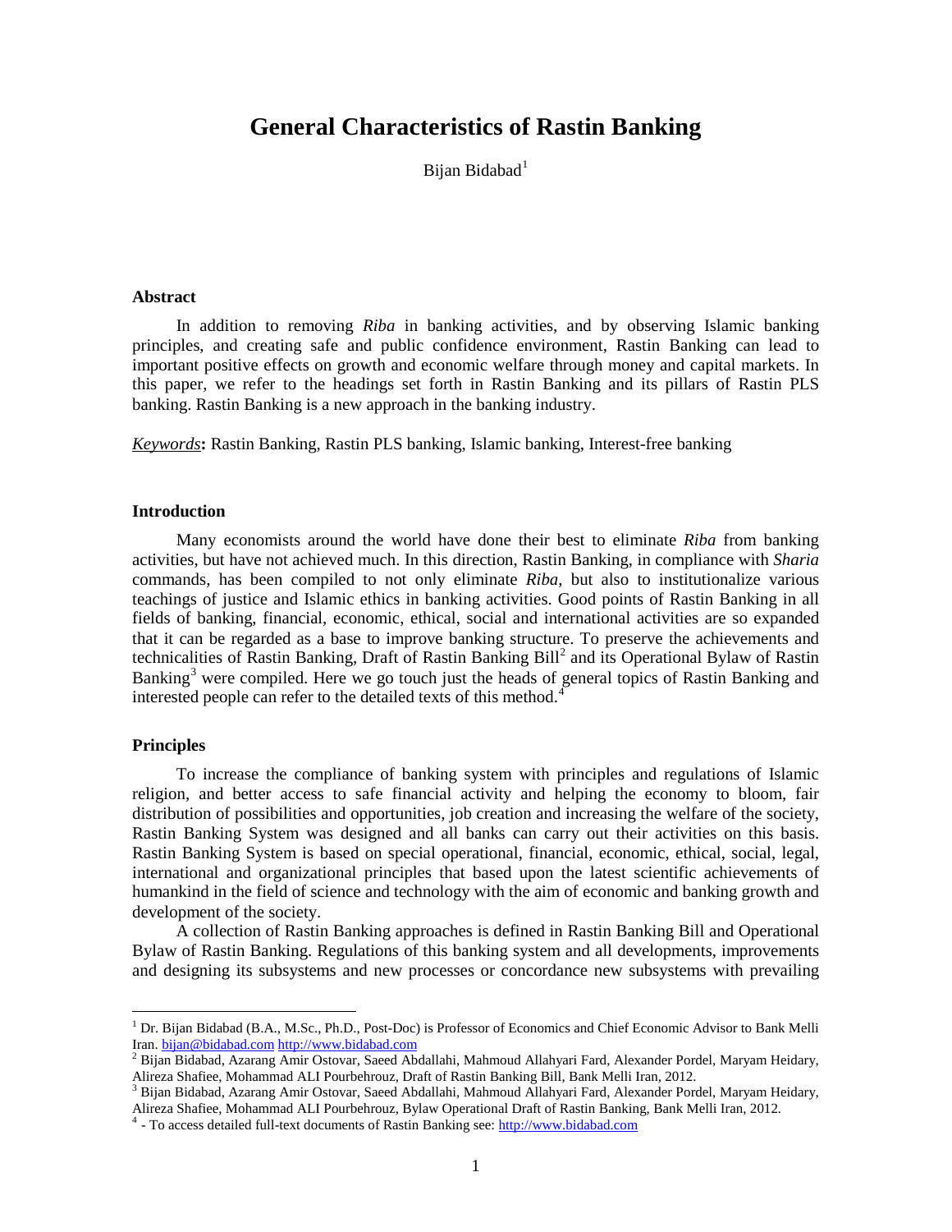# General Characteristics of Rastin Banking

Bijan Bidabad[1]

### Abstract

In addition to removing *Riba* in banking activities, and by observing Islamic banking principles, and creating safe and public confidence environment, Rastin Banking can lead to important positive effects on growth and economic welfare through money and capital markets. In this paper, we refer to the headings set forth in Rastin Banking and its pillars of Rastin PLS banking. Rastin Banking is a new approach in the banking industry.

***Keywords*:** Rastin Banking, Rastin PLS banking, Islamic banking, Interest-free banking

### Introduction

Many economists around the world have done their best to eliminate *Riba* from banking activities, but have not achieved much. In this direction, Rastin Banking, in compliance with *Sharia* commands, has been compiled to not only eliminate *Riba*, but also to institutionalize various teachings of justice and Islamic ethics in banking activities. Good points of Rastin Banking in all fields of banking, financial, economic, ethical, social and international activities are so expanded that it can be regarded as a base to improve banking structure. To preserve the achievements and technicalities of Rastin Banking, Draft of Rastin Banking Bill[2] and its Operational Bylaw of Rastin Banking[3] were compiled. Here we go touch just the heads of general topics of Rastin Banking and interested people can refer to the detailed texts of this method.[4]

### Principles

To increase the compliance of banking system with principles and regulations of Islamic religion, and better access to safe financial activity and helping the economy to bloom, fair distribution of possibilities and opportunities, job creation and increasing the welfare of the society, Rastin Banking System was designed and all banks can carry out their activities on this basis. Rastin Banking System is based on special operational, financial, economic, ethical, social, legal, international and organizational principles that based upon the latest scientific achievements of humankind in the field of science and technology with the aim of economic and banking growth and development of the society.

A collection of Rastin Banking approaches is defined in Rastin Banking Bill and Operational Bylaw of Rastin Banking. Regulations of this banking system and all developments, improvements and designing its subsystems and new processes or concordance new subsystems with prevailing

---

[1] Dr. Bijan Bidabad (B.A., M.Sc., Ph.D., Post-Doc) is Professor of Economics and Chief Economic Advisor to Bank Melli Iran. bijan@bidabad.com http://www.bidabad.com

[2] Bijan Bidabad, Azarang Amir Ostovar, Saeed Abdallahi, Mahmoud Allahyari Fard, Alexander Pordel, Maryam Heidary, Alireza Shafiee, Mohammad ALI Pourbehrouz, Draft of Rastin Banking Bill, Bank Melli Iran, 2012.

[3] Bijan Bidabad, Azarang Amir Ostovar, Saeed Abdallahi, Mahmoud Allahyari Fard, Alexander Pordel, Maryam Heidary, Alireza Shafiee, Mohammad ALI Pourbehrouz, Bylaw Operational Draft of Rastin Banking, Bank Melli Iran, 2012.

[4] - To access detailed full-text documents of Rastin Banking see: http://www.bidabad.com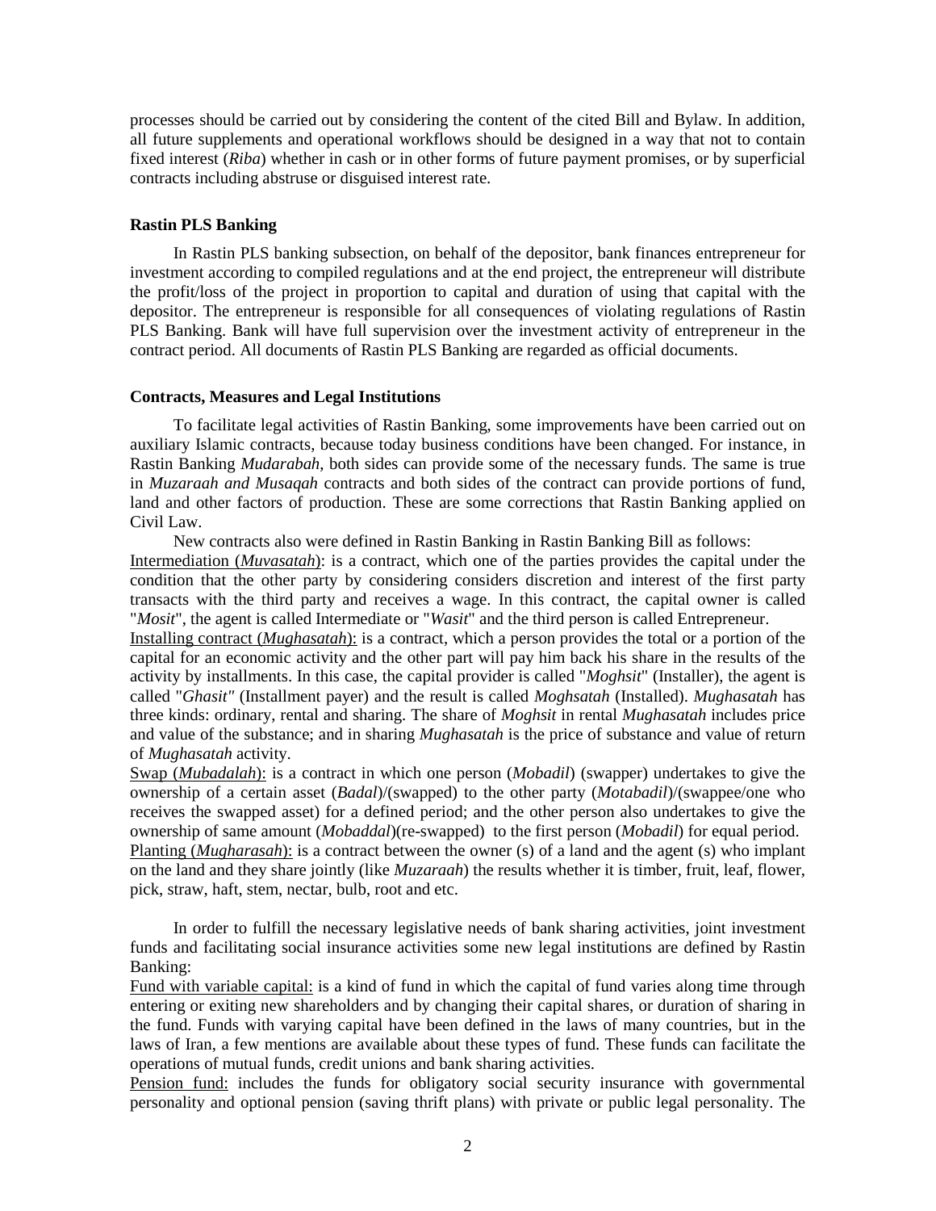processes should be carried out by considering the content of the cited Bill and Bylaw. In addition, all future supplements and operational workflows should be designed in a way that not to contain fixed interest (*Riba*) whether in cash or in other forms of future payment promises, or by superficial contracts including abstruse or disguised interest rate.

**Rastin PLS Banking**

In Rastin PLS banking subsection, on behalf of the depositor, bank finances entrepreneur for investment according to compiled regulations and at the end project, the entrepreneur will distribute the profit/loss of the project in proportion to capital and duration of using that capital with the depositor. The entrepreneur is responsible for all consequences of violating regulations of Rastin PLS Banking. Bank will have full supervision over the investment activity of entrepreneur in the contract period. All documents of Rastin PLS Banking are regarded as official documents.

**Contracts, Measures and Legal Institutions**

To facilitate legal activities of Rastin Banking, some improvements have been carried out on auxiliary Islamic contracts, because today business conditions have been changed. For instance, in Rastin Banking *Mudarabah*, both sides can provide some of the necessary funds. The same is true in *Muzaraah and Musaqah* contracts and both sides of the contract can provide portions of fund, land and other factors of production. These are some corrections that Rastin Banking applied on Civil Law.

New contracts also were defined in Rastin Banking in Rastin Banking Bill as follows:

<u>Intermediation (*Muvasatah*):</u> is a contract, which one of the parties provides the capital under the condition that the other party by considering considers discretion and interest of the first party transacts with the third party and receives a wage. In this contract, the capital owner is called "*Mosit*", the agent is called Intermediate or "*Wasit*" and the third person is called Entrepreneur.

<u>Installing contract (*Mughasatah*):</u> is a contract, which a person provides the total or a portion of the capital for an economic activity and the other part will pay him back his share in the results of the activity by installments. In this case, the capital provider is called "*Moghsit*" (Installer), the agent is called "*Ghasit"* (Installment payer) and the result is called *Moghsatah* (Installed). *Mughasatah* has three kinds: ordinary, rental and sharing. The share of *Moghsit* in rental *Mughasatah* includes price and value of the substance; and in sharing *Mughasatah* is the price of substance and value of return of *Mughasatah* activity.

<u>Swap (*Mubadalah*):</u> is a contract in which one person (*Mobadil*) (swapper) undertakes to give the ownership of a certain asset (*Badal*)/(swapped) to the other party (*Motabadil*)/(swappee/one who receives the swapped asset) for a defined period; and the other person also undertakes to give the ownership of same amount (*Mobaddal*)(re-swapped) to the first person (*Mobadil*) for equal period.

<u>Planting (*Mugharasah*):</u> is a contract between the owner (s) of a land and the agent (s) who implant on the land and they share jointly (like *Muzaraah*) the results whether it is timber, fruit, leaf, flower, pick, straw, haft, stem, nectar, bulb, root and etc.

In order to fulfill the necessary legislative needs of bank sharing activities, joint investment funds and facilitating social insurance activities some new legal institutions are defined by Rastin Banking:

<u>Fund with variable capital:</u> is a kind of fund in which the capital of fund varies along time through entering or exiting new shareholders and by changing their capital shares, or duration of sharing in the fund. Funds with varying capital have been defined in the laws of many countries, but in the laws of Iran, a few mentions are available about these types of fund. These funds can facilitate the operations of mutual funds, credit unions and bank sharing activities.

<u>Pension fund:</u> includes the funds for obligatory social security insurance with governmental personality and optional pension (saving thrift plans) with private or public legal personality. The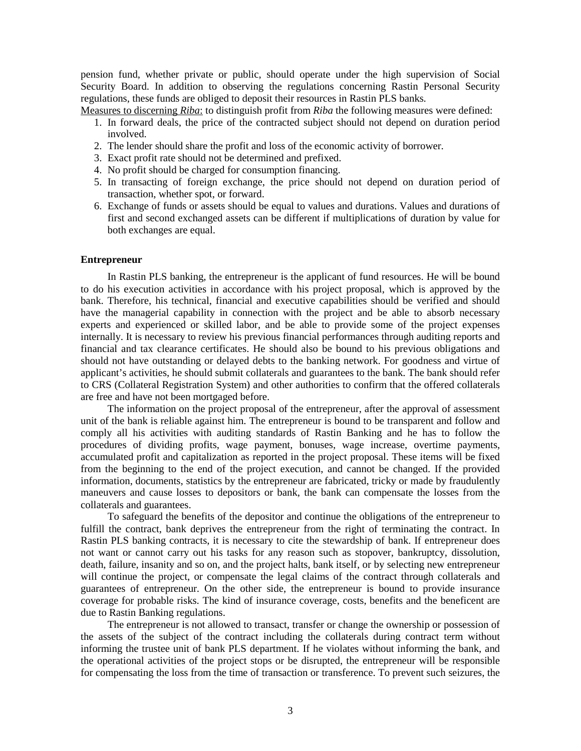pension fund, whether private or public, should operate under the high supervision of Social Security Board. In addition to observing the regulations concerning Rastin Personal Security regulations, these funds are obliged to deposit their resources in Rastin PLS banks.

Measures to discerning *Riba*: to distinguish profit from *Riba* the following measures were defined:

1. In forward deals, the price of the contracted subject should not depend on duration period involved.
2. The lender should share the profit and loss of the economic activity of borrower.
3. Exact profit rate should not be determined and prefixed.
4. No profit should be charged for consumption financing.
5. In transacting of foreign exchange, the price should not depend on duration period of transaction, whether spot, or forward.
6. Exchange of funds or assets should be equal to values and durations. Values and durations of first and second exchanged assets can be different if multiplications of duration by value for both exchanges are equal.

**Entrepreneur**

In Rastin PLS banking, the entrepreneur is the applicant of fund resources. He will be bound to do his execution activities in accordance with his project proposal, which is approved by the bank. Therefore, his technical, financial and executive capabilities should be verified and should have the managerial capability in connection with the project and be able to absorb necessary experts and experienced or skilled labor, and be able to provide some of the project expenses internally. It is necessary to review his previous financial performances through auditing reports and financial and tax clearance certificates. He should also be bound to his previous obligations and should not have outstanding or delayed debts to the banking network. For goodness and virtue of applicant's activities, he should submit collaterals and guarantees to the bank. The bank should refer to CRS (Collateral Registration System) and other authorities to confirm that the offered collaterals are free and have not been mortgaged before.

The information on the project proposal of the entrepreneur, after the approval of assessment unit of the bank is reliable against him. The entrepreneur is bound to be transparent and follow and comply all his activities with auditing standards of Rastin Banking and he has to follow the procedures of dividing profits, wage payment, bonuses, wage increase, overtime payments, accumulated profit and capitalization as reported in the project proposal. These items will be fixed from the beginning to the end of the project execution, and cannot be changed. If the provided information, documents, statistics by the entrepreneur are fabricated, tricky or made by fraudulently maneuvers and cause losses to depositors or bank, the bank can compensate the losses from the collaterals and guarantees.

To safeguard the benefits of the depositor and continue the obligations of the entrepreneur to fulfill the contract, bank deprives the entrepreneur from the right of terminating the contract. In Rastin PLS banking contracts, it is necessary to cite the stewardship of bank. If entrepreneur does not want or cannot carry out his tasks for any reason such as stopover, bankruptcy, dissolution, death, failure, insanity and so on, and the project halts, bank itself, or by selecting new entrepreneur will continue the project, or compensate the legal claims of the contract through collaterals and guarantees of entrepreneur. On the other side, the entrepreneur is bound to provide insurance coverage for probable risks. The kind of insurance coverage, costs, benefits and the beneficent are due to Rastin Banking regulations.

The entrepreneur is not allowed to transact, transfer or change the ownership or possession of the assets of the subject of the contract including the collaterals during contract term without informing the trustee unit of bank PLS department. If he violates without informing the bank, and the operational activities of the project stops or be disrupted, the entrepreneur will be responsible for compensating the loss from the time of transaction or transference. To prevent such seizures, the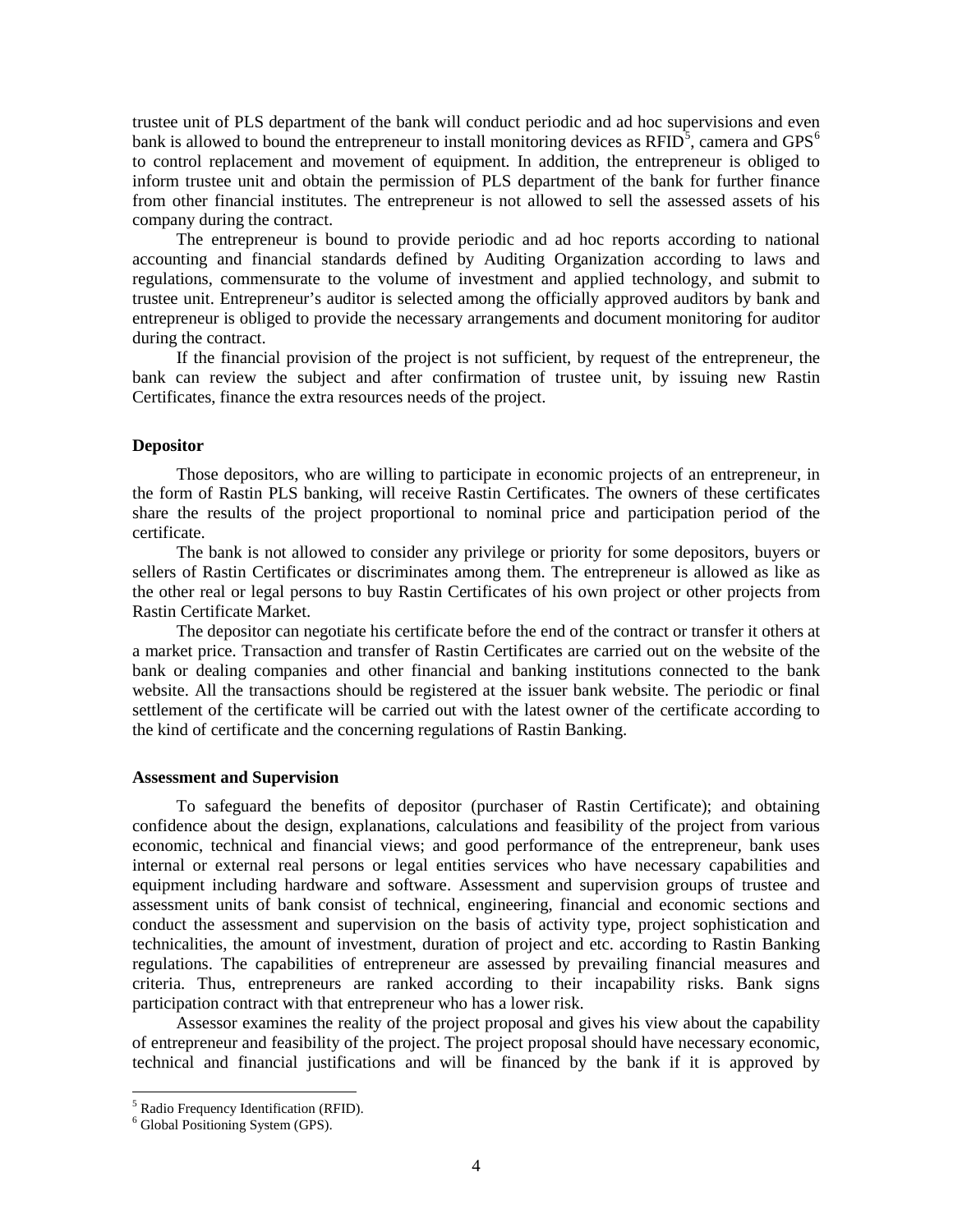trustee unit of PLS department of the bank will conduct periodic and ad hoc supervisions and even bank is allowed to bound the entrepreneur to install monitoring devices as RFID[5], camera and GPS[6] to control replacement and movement of equipment. In addition, the entrepreneur is obliged to inform trustee unit and obtain the permission of PLS department of the bank for further finance from other financial institutes. The entrepreneur is not allowed to sell the assessed assets of his company during the contract.

The entrepreneur is bound to provide periodic and ad hoc reports according to national accounting and financial standards defined by Auditing Organization according to laws and regulations, commensurate to the volume of investment and applied technology, and submit to trustee unit. Entrepreneur's auditor is selected among the officially approved auditors by bank and entrepreneur is obliged to provide the necessary arrangements and document monitoring for auditor during the contract.

If the financial provision of the project is not sufficient, by request of the entrepreneur, the bank can review the subject and after confirmation of trustee unit, by issuing new Rastin Certificates, finance the extra resources needs of the project.

**Depositor**

Those depositors, who are willing to participate in economic projects of an entrepreneur, in the form of Rastin PLS banking, will receive Rastin Certificates. The owners of these certificates share the results of the project proportional to nominal price and participation period of the certificate.

The bank is not allowed to consider any privilege or priority for some depositors, buyers or sellers of Rastin Certificates or discriminates among them. The entrepreneur is allowed as like as the other real or legal persons to buy Rastin Certificates of his own project or other projects from Rastin Certificate Market.

The depositor can negotiate his certificate before the end of the contract or transfer it others at a market price. Transaction and transfer of Rastin Certificates are carried out on the website of the bank or dealing companies and other financial and banking institutions connected to the bank website. All the transactions should be registered at the issuer bank website. The periodic or final settlement of the certificate will be carried out with the latest owner of the certificate according to the kind of certificate and the concerning regulations of Rastin Banking.

**Assessment and Supervision**

To safeguard the benefits of depositor (purchaser of Rastin Certificate); and obtaining confidence about the design, explanations, calculations and feasibility of the project from various economic, technical and financial views; and good performance of the entrepreneur, bank uses internal or external real persons or legal entities services who have necessary capabilities and equipment including hardware and software. Assessment and supervision groups of trustee and assessment units of bank consist of technical, engineering, financial and economic sections and conduct the assessment and supervision on the basis of activity type, project sophistication and technicalities, the amount of investment, duration of project and etc. according to Rastin Banking regulations. The capabilities of entrepreneur are assessed by prevailing financial measures and criteria. Thus, entrepreneurs are ranked according to their incapability risks. Bank signs participation contract with that entrepreneur who has a lower risk.

Assessor examines the reality of the project proposal and gives his view about the capability of entrepreneur and feasibility of the project. The project proposal should have necessary economic, technical and financial justifications and will be financed by the bank if it is approved by

[5] Radio Frequency Identification (RFID).

[6] Global Positioning System (GPS).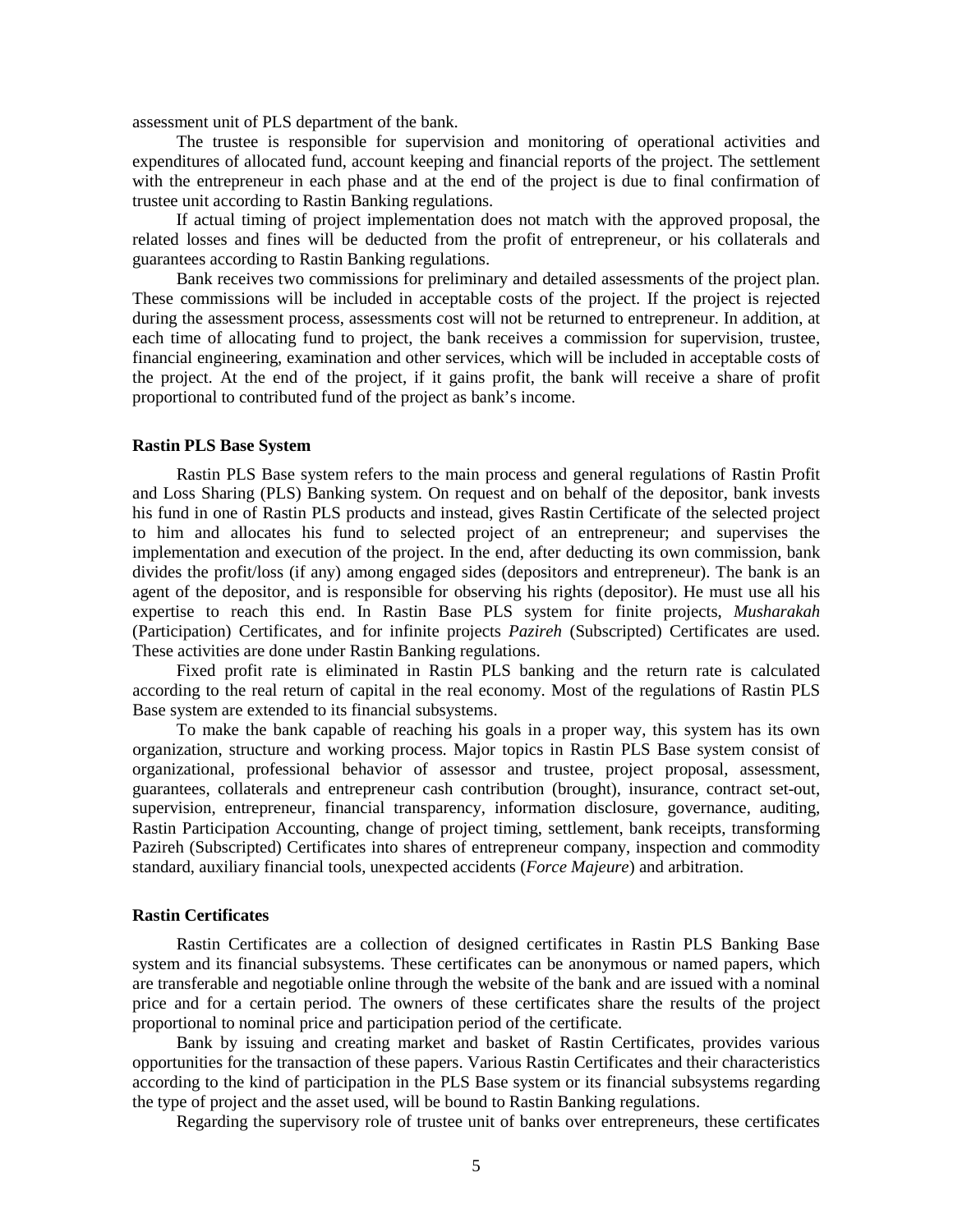assessment unit of PLS department of the bank.

The trustee is responsible for supervision and monitoring of operational activities and expenditures of allocated fund, account keeping and financial reports of the project. The settlement with the entrepreneur in each phase and at the end of the project is due to final confirmation of trustee unit according to Rastin Banking regulations.

If actual timing of project implementation does not match with the approved proposal, the related losses and fines will be deducted from the profit of entrepreneur, or his collaterals and guarantees according to Rastin Banking regulations.

Bank receives two commissions for preliminary and detailed assessments of the project plan. These commissions will be included in acceptable costs of the project. If the project is rejected during the assessment process, assessments cost will not be returned to entrepreneur. In addition, at each time of allocating fund to project, the bank receives a commission for supervision, trustee, financial engineering, examination and other services, which will be included in acceptable costs of the project. At the end of the project, if it gains profit, the bank will receive a share of profit proportional to contributed fund of the project as bank's income.

### Rastin PLS Base System

Rastin PLS Base system refers to the main process and general regulations of Rastin Profit and Loss Sharing (PLS) Banking system. On request and on behalf of the depositor, bank invests his fund in one of Rastin PLS products and instead, gives Rastin Certificate of the selected project to him and allocates his fund to selected project of an entrepreneur; and supervises the implementation and execution of the project. In the end, after deducting its own commission, bank divides the profit/loss (if any) among engaged sides (depositors and entrepreneur). The bank is an agent of the depositor, and is responsible for observing his rights (depositor). He must use all his expertise to reach this end. In Rastin Base PLS system for finite projects, *Musharakah* (Participation) Certificates, and for infinite projects *Pazireh* (Subscripted) Certificates are used. These activities are done under Rastin Banking regulations.

Fixed profit rate is eliminated in Rastin PLS banking and the return rate is calculated according to the real return of capital in the real economy. Most of the regulations of Rastin PLS Base system are extended to its financial subsystems.

To make the bank capable of reaching his goals in a proper way, this system has its own organization, structure and working process. Major topics in Rastin PLS Base system consist of organizational, professional behavior of assessor and trustee, project proposal, assessment, guarantees, collaterals and entrepreneur cash contribution (brought), insurance, contract set-out, supervision, entrepreneur, financial transparency, information disclosure, governance, auditing, Rastin Participation Accounting, change of project timing, settlement, bank receipts, transforming Pazireh (Subscripted) Certificates into shares of entrepreneur company, inspection and commodity standard, auxiliary financial tools, unexpected accidents (*Force Majeure*) and arbitration.

### Rastin Certificates

Rastin Certificates are a collection of designed certificates in Rastin PLS Banking Base system and its financial subsystems. These certificates can be anonymous or named papers, which are transferable and negotiable online through the website of the bank and are issued with a nominal price and for a certain period. The owners of these certificates share the results of the project proportional to nominal price and participation period of the certificate.

Bank by issuing and creating market and basket of Rastin Certificates, provides various opportunities for the transaction of these papers. Various Rastin Certificates and their characteristics according to the kind of participation in the PLS Base system or its financial subsystems regarding the type of project and the asset used, will be bound to Rastin Banking regulations.

Regarding the supervisory role of trustee unit of banks over entrepreneurs, these certificates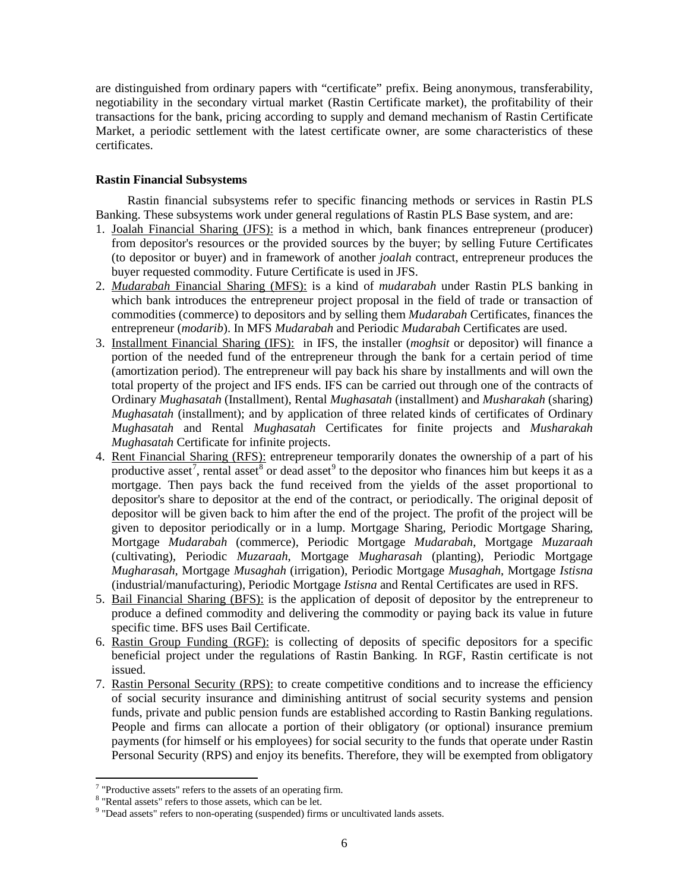are distinguished from ordinary papers with "certificate" prefix. Being anonymous, transferability, negotiability in the secondary virtual market (Rastin Certificate market), the profitability of their transactions for the bank, pricing according to supply and demand mechanism of Rastin Certificate Market, a periodic settlement with the latest certificate owner, are some characteristics of these certificates.

**Rastin Financial Subsystems**

Rastin financial subsystems refer to specific financing methods or services in Rastin PLS Banking. These subsystems work under general regulations of Rastin PLS Base system, and are:

1. Joalah Financial Sharing (JFS): is a method in which, bank finances entrepreneur (producer) from depositor's resources or the provided sources by the buyer; by selling Future Certificates (to depositor or buyer) and in framework of another *joalah* contract, entrepreneur produces the buyer requested commodity. Future Certificate is used in JFS.
2. *Mudarabah* Financial Sharing (MFS): is a kind of *mudarabah* under Rastin PLS banking in which bank introduces the entrepreneur project proposal in the field of trade or transaction of commodities (commerce) to depositors and by selling them *Mudarabah* Certificates, finances the entrepreneur (*modarib*). In MFS *Mudarabah* and Periodic *Mudarabah* Certificates are used.
3. Installment Financial Sharing (IFS): in IFS, the installer (*moghsit* or depositor) will finance a portion of the needed fund of the entrepreneur through the bank for a certain period of time (amortization period). The entrepreneur will pay back his share by installments and will own the total property of the project and IFS ends. IFS can be carried out through one of the contracts of Ordinary *Mughasatah* (Installment), Rental *Mughasatah* (installment) and *Musharakah* (sharing) *Mughasatah* (installment); and by application of three related kinds of certificates of Ordinary *Mughasatah* and Rental *Mughasatah* Certificates for finite projects and *Musharakah Mughasatah* Certificate for infinite projects.
4. Rent Financial Sharing (RFS): entrepreneur temporarily donates the ownership of a part of his productive asset[7], rental asset[8] or dead asset[9] to the depositor who finances him but keeps it as a mortgage. Then pays back the fund received from the yields of the asset proportional to depositor's share to depositor at the end of the contract, or periodically. The original deposit of depositor will be given back to him after the end of the project. The profit of the project will be given to depositor periodically or in a lump. Mortgage Sharing, Periodic Mortgage Sharing, Mortgage *Mudarabah* (commerce), Periodic Mortgage *Mudarabah*, Mortgage *Muzaraah* (cultivating), Periodic *Muzaraah*, Mortgage *Mugharasah* (planting), Periodic Mortgage *Mugharasah*, Mortgage *Musaghah* (irrigation), Periodic Mortgage *Musaghah*, Mortgage *Istisna* (industrial/manufacturing), Periodic Mortgage *Istisna* and Rental Certificates are used in RFS.
5. Bail Financial Sharing (BFS): is the application of deposit of depositor by the entrepreneur to produce a defined commodity and delivering the commodity or paying back its value in future specific time. BFS uses Bail Certificate.
6. Rastin Group Funding (RGF): is collecting of deposits of specific depositors for a specific beneficial project under the regulations of Rastin Banking. In RGF, Rastin certificate is not issued.
7. Rastin Personal Security (RPS): to create competitive conditions and to increase the efficiency of social security insurance and diminishing antitrust of social security systems and pension funds, private and public pension funds are established according to Rastin Banking regulations. People and firms can allocate a portion of their obligatory (or optional) insurance premium payments (for himself or his employees) for social security to the funds that operate under Rastin Personal Security (RPS) and enjoy its benefits. Therefore, they will be exempted from obligatory

[7] "Productive assets" refers to the assets of an operating firm.
[8] "Rental assets" refers to those assets, which can be let.
[9] "Dead assets" refers to non-operating (suspended) firms or uncultivated lands assets.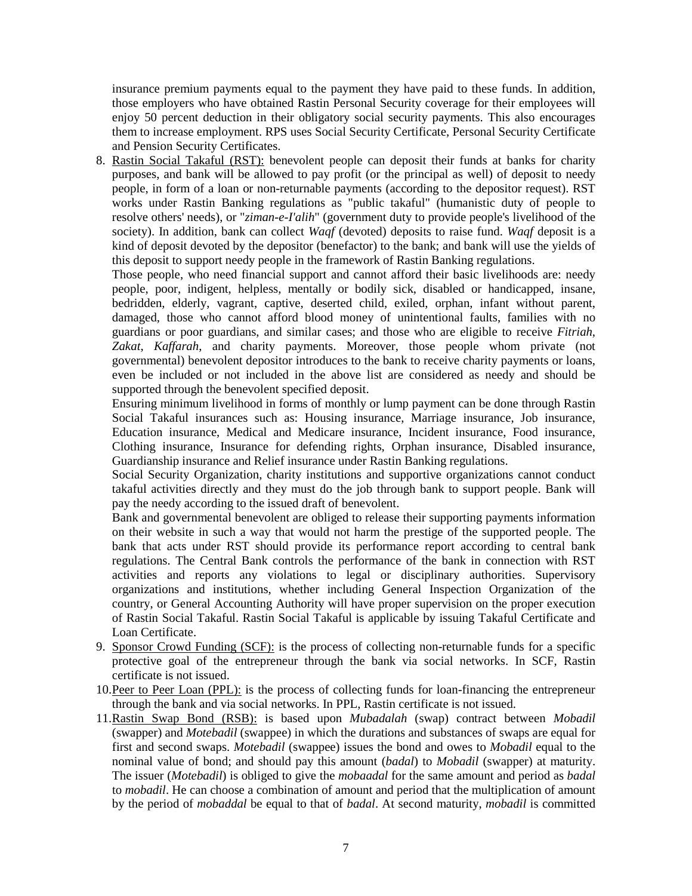insurance premium payments equal to the payment they have paid to these funds. In addition, those employers who have obtained Rastin Personal Security coverage for their employees will enjoy 50 percent deduction in their obligatory social security payments. This also encourages them to increase employment. RPS uses Social Security Certificate, Personal Security Certificate and Pension Security Certificates.

8. Rastin Social Takaful (RST): benevolent people can deposit their funds at banks for charity purposes, and bank will be allowed to pay profit (or the principal as well) of deposit to needy people, in form of a loan or non-returnable payments (according to the depositor request). RST works under Rastin Banking regulations as "public takaful" (humanistic duty of people to resolve others' needs), or "*ziman-e-I'alih*" (government duty to provide people's livelihood of the society). In addition, bank can collect *Waqf* (devoted) deposits to raise fund. *Waqf* deposit is a kind of deposit devoted by the depositor (benefactor) to the bank; and bank will use the yields of this deposit to support needy people in the framework of Rastin Banking regulations.

   Those people, who need financial support and cannot afford their basic livelihoods are: needy people, poor, indigent, helpless, mentally or bodily sick, disabled or handicapped, insane, bedridden, elderly, vagrant, captive, deserted child, exiled, orphan, infant without parent, damaged, those who cannot afford blood money of unintentional faults, families with no guardians or poor guardians, and similar cases; and those who are eligible to receive *Fitriah*, *Zakat*, *Kaffarah*, and charity payments. Moreover, those people whom private (not governmental) benevolent depositor introduces to the bank to receive charity payments or loans, even be included or not included in the above list are considered as needy and should be supported through the benevolent specified deposit.

   Ensuring minimum livelihood in forms of monthly or lump payment can be done through Rastin Social Takaful insurances such as: Housing insurance, Marriage insurance, Job insurance, Education insurance, Medical and Medicare insurance, Incident insurance, Food insurance, Clothing insurance, Insurance for defending rights, Orphan insurance, Disabled insurance, Guardianship insurance and Relief insurance under Rastin Banking regulations.

   Social Security Organization, charity institutions and supportive organizations cannot conduct takaful activities directly and they must do the job through bank to support people. Bank will pay the needy according to the issued draft of benevolent.

   Bank and governmental benevolent are obliged to release their supporting payments information on their website in such a way that would not harm the prestige of the supported people. The bank that acts under RST should provide its performance report according to central bank regulations. The Central Bank controls the performance of the bank in connection with RST activities and reports any violations to legal or disciplinary authorities. Supervisory organizations and institutions, whether including General Inspection Organization of the country, or General Accounting Authority will have proper supervision on the proper execution of Rastin Social Takaful. Rastin Social Takaful is applicable by issuing Takaful Certificate and Loan Certificate.

9. Sponsor Crowd Funding (SCF): is the process of collecting non-returnable funds for a specific protective goal of the entrepreneur through the bank via social networks. In SCF, Rastin certificate is not issued.

10. Peer to Peer Loan (PPL): is the process of collecting funds for loan-financing the entrepreneur through the bank and via social networks. In PPL, Rastin certificate is not issued.

11. Rastin Swap Bond (RSB): is based upon *Mubadalah* (swap) contract between *Mobadil* (swapper) and *Motebadil* (swappee) in which the durations and substances of swaps are equal for first and second swaps. *Motebadil* (swappee) issues the bond and owes to *Mobadil* equal to the nominal value of bond; and should pay this amount (*badal*) to *Mobadil* (swapper) at maturity. The issuer (*Motebadil*) is obliged to give the *mobaadal* for the same amount and period as *badal* to *mobadil*. He can choose a combination of amount and period that the multiplication of amount by the period of *mobaddal* be equal to that of *badal*. At second maturity, *mobadil* is committed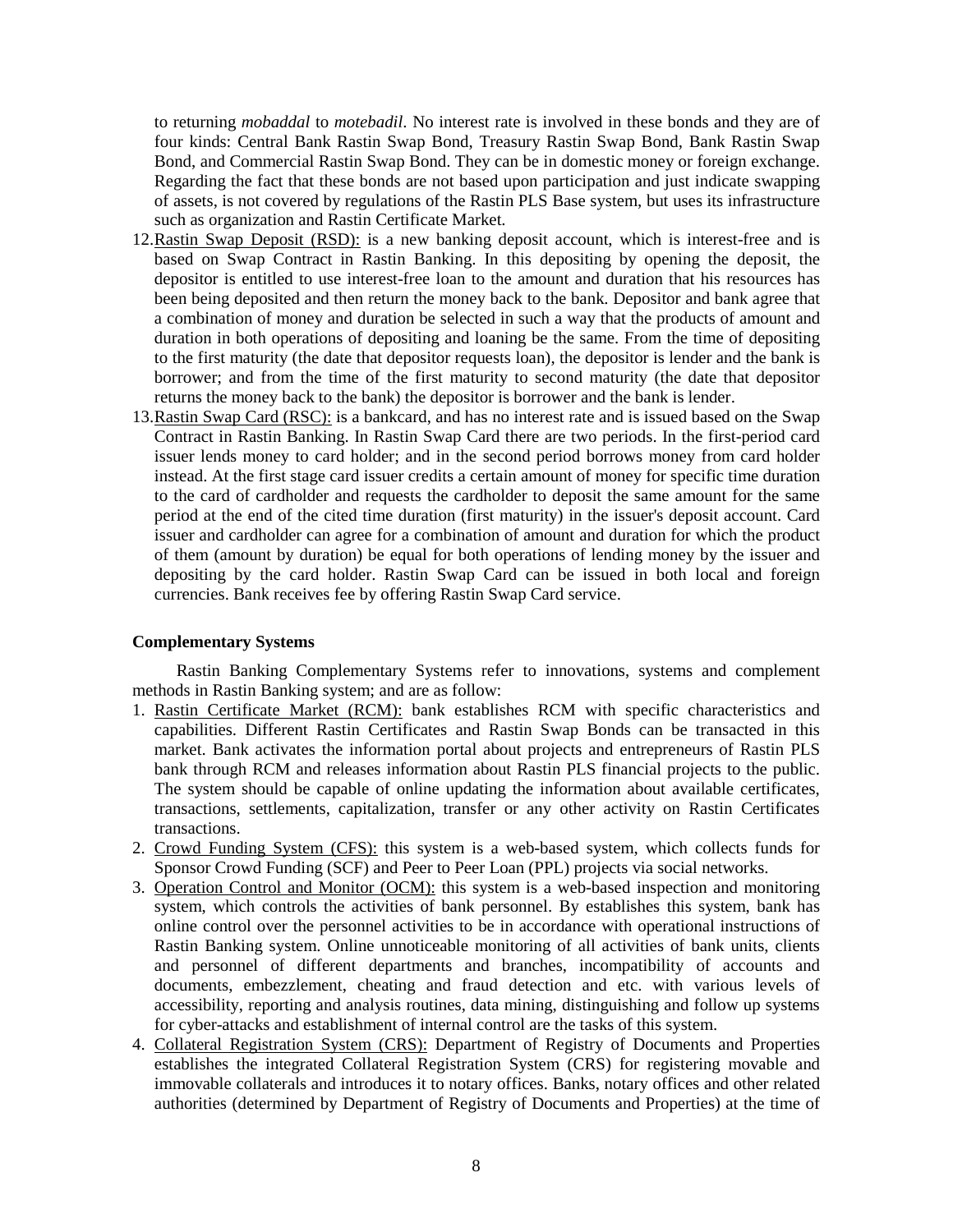to returning *mobaddal* to *motebadil*. No interest rate is involved in these bonds and they are of four kinds: Central Bank Rastin Swap Bond, Treasury Rastin Swap Bond, Bank Rastin Swap Bond, and Commercial Rastin Swap Bond. They can be in domestic money or foreign exchange. Regarding the fact that these bonds are not based upon participation and just indicate swapping of assets, is not covered by regulations of the Rastin PLS Base system, but uses its infrastructure such as organization and Rastin Certificate Market.

12. Rastin Swap Deposit (RSD): is a new banking deposit account, which is interest-free and is based on Swap Contract in Rastin Banking. In this depositing by opening the deposit, the depositor is entitled to use interest-free loan to the amount and duration that his resources has been being deposited and then return the money back to the bank. Depositor and bank agree that a combination of money and duration be selected in such a way that the products of amount and duration in both operations of depositing and loaning be the same. From the time of depositing to the first maturity (the date that depositor requests loan), the depositor is lender and the bank is borrower; and from the time of the first maturity to second maturity (the date that depositor returns the money back to the bank) the depositor is borrower and the bank is lender.
13. Rastin Swap Card (RSC): is a bankcard, and has no interest rate and is issued based on the Swap Contract in Rastin Banking. In Rastin Swap Card there are two periods. In the first-period card issuer lends money to card holder; and in the second period borrows money from card holder instead. At the first stage card issuer credits a certain amount of money for specific time duration to the card of cardholder and requests the cardholder to deposit the same amount for the same period at the end of the cited time duration (first maturity) in the issuer's deposit account. Card issuer and cardholder can agree for a combination of amount and duration for which the product of them (amount by duration) be equal for both operations of lending money by the issuer and depositing by the card holder. Rastin Swap Card can be issued in both local and foreign currencies. Bank receives fee by offering Rastin Swap Card service.

**Complementary Systems**

Rastin Banking Complementary Systems refer to innovations, systems and complement methods in Rastin Banking system; and are as follow:

1. Rastin Certificate Market (RCM): bank establishes RCM with specific characteristics and capabilities. Different Rastin Certificates and Rastin Swap Bonds can be transacted in this market. Bank activates the information portal about projects and entrepreneurs of Rastin PLS bank through RCM and releases information about Rastin PLS financial projects to the public. The system should be capable of online updating the information about available certificates, transactions, settlements, capitalization, transfer or any other activity on Rastin Certificates transactions.
2. Crowd Funding System (CFS): this system is a web-based system, which collects funds for Sponsor Crowd Funding (SCF) and Peer to Peer Loan (PPL) projects via social networks.
3. Operation Control and Monitor (OCM): this system is a web-based inspection and monitoring system, which controls the activities of bank personnel. By establishes this system, bank has online control over the personnel activities to be in accordance with operational instructions of Rastin Banking system. Online unnoticeable monitoring of all activities of bank units, clients and personnel of different departments and branches, incompatibility of accounts and documents, embezzlement, cheating and fraud detection and etc. with various levels of accessibility, reporting and analysis routines, data mining, distinguishing and follow up systems for cyber-attacks and establishment of internal control are the tasks of this system.
4. Collateral Registration System (CRS): Department of Registry of Documents and Properties establishes the integrated Collateral Registration System (CRS) for registering movable and immovable collaterals and introduces it to notary offices. Banks, notary offices and other related authorities (determined by Department of Registry of Documents and Properties) at the time of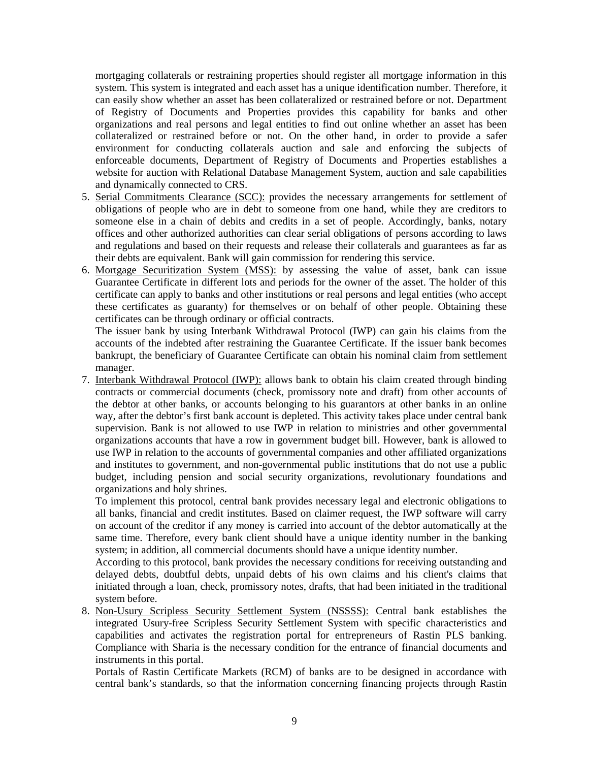mortgaging collaterals or restraining properties should register all mortgage information in this system. This system is integrated and each asset has a unique identification number. Therefore, it can easily show whether an asset has been collateralized or restrained before or not. Department of Registry of Documents and Properties provides this capability for banks and other organizations and real persons and legal entities to find out online whether an asset has been collateralized or restrained before or not. On the other hand, in order to provide a safer environment for conducting collaterals auction and sale and enforcing the subjects of enforceable documents, Department of Registry of Documents and Properties establishes a website for auction with Relational Database Management System, auction and sale capabilities and dynamically connected to CRS.

5. Serial Commitments Clearance (SCC): provides the necessary arrangements for settlement of obligations of people who are in debt to someone from one hand, while they are creditors to someone else in a chain of debits and credits in a set of people. Accordingly, banks, notary offices and other authorized authorities can clear serial obligations of persons according to laws and regulations and based on their requests and release their collaterals and guarantees as far as their debts are equivalent. Bank will gain commission for rendering this service.

6. Mortgage Securitization System (MSS): by assessing the value of asset, bank can issue Guarantee Certificate in different lots and periods for the owner of the asset. The holder of this certificate can apply to banks and other institutions or real persons and legal entities (who accept these certificates as guaranty) for themselves or on behalf of other people. Obtaining these certificates can be through ordinary or official contracts.

   The issuer bank by using Interbank Withdrawal Protocol (IWP) can gain his claims from the accounts of the indebted after restraining the Guarantee Certificate. If the issuer bank becomes bankrupt, the beneficiary of Guarantee Certificate can obtain his nominal claim from settlement manager.

7. Interbank Withdrawal Protocol (IWP): allows bank to obtain his claim created through binding contracts or commercial documents (check, promissory note and draft) from other accounts of the debtor at other banks, or accounts belonging to his guarantors at other banks in an online way, after the debtor's first bank account is depleted. This activity takes place under central bank supervision. Bank is not allowed to use IWP in relation to ministries and other governmental organizations accounts that have a row in government budget bill. However, bank is allowed to use IWP in relation to the accounts of governmental companies and other affiliated organizations and institutes to government, and non-governmental public institutions that do not use a public budget, including pension and social security organizations, revolutionary foundations and organizations and holy shrines.

   To implement this protocol, central bank provides necessary legal and electronic obligations to all banks, financial and credit institutes. Based on claimer request, the IWP software will carry on account of the creditor if any money is carried into account of the debtor automatically at the same time. Therefore, every bank client should have a unique identity number in the banking system; in addition, all commercial documents should have a unique identity number.

   According to this protocol, bank provides the necessary conditions for receiving outstanding and delayed debts, doubtful debts, unpaid debts of his own claims and his client's claims that initiated through a loan, check, promissory notes, drafts, that had been initiated in the traditional system before.

8. Non-Usury Scripless Security Settlement System (NSSSS): Central bank establishes the integrated Usury-free Scripless Security Settlement System with specific characteristics and capabilities and activates the registration portal for entrepreneurs of Rastin PLS banking. Compliance with Sharia is the necessary condition for the entrance of financial documents and instruments in this portal.

   Portals of Rastin Certificate Markets (RCM) of banks are to be designed in accordance with central bank's standards, so that the information concerning financing projects through Rastin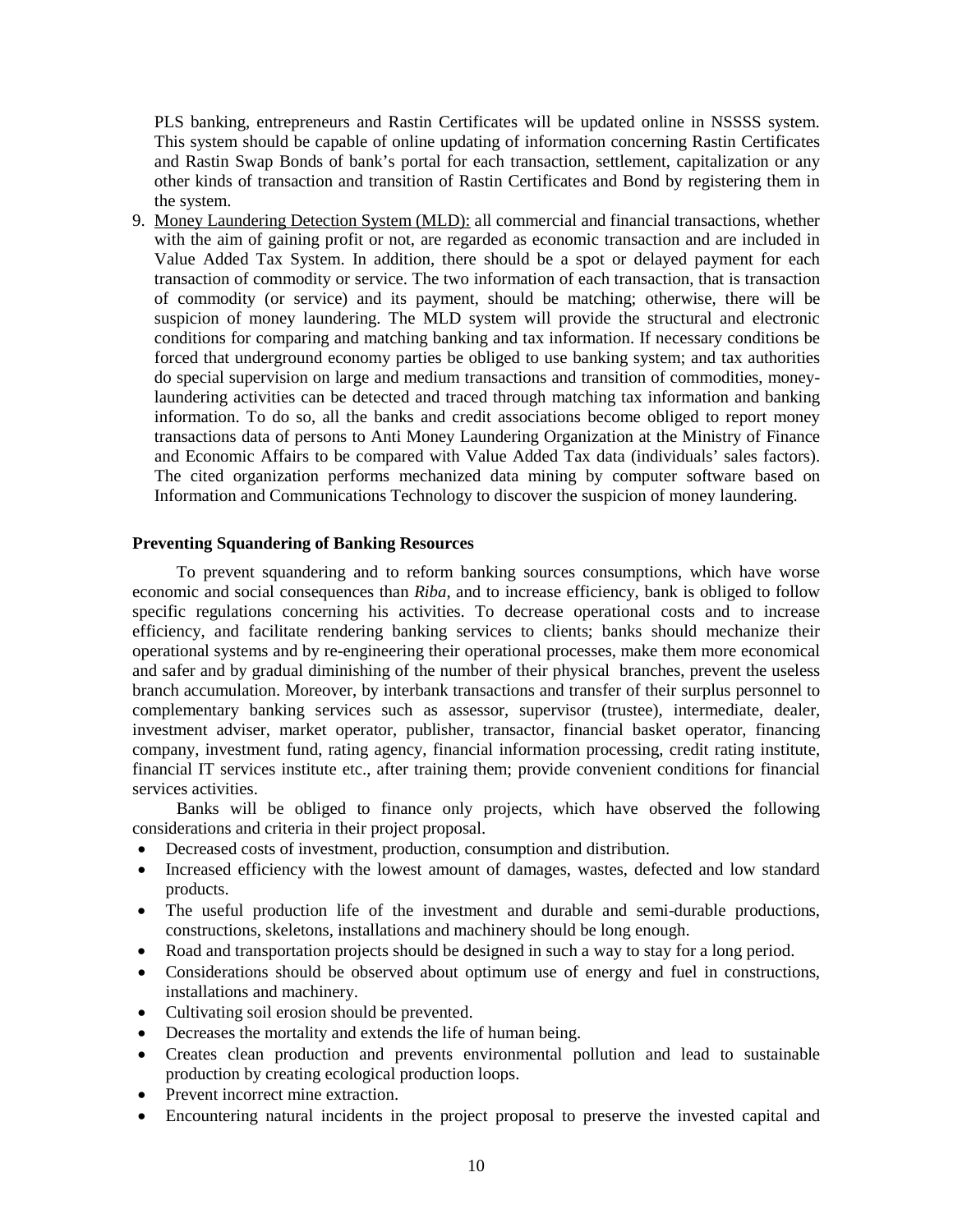PLS banking, entrepreneurs and Rastin Certificates will be updated online in NSSSS system. This system should be capable of online updating of information concerning Rastin Certificates and Rastin Swap Bonds of bank's portal for each transaction, settlement, capitalization or any other kinds of transaction and transition of Rastin Certificates and Bond by registering them in the system.

9. Money Laundering Detection System (MLD): all commercial and financial transactions, whether with the aim of gaining profit or not, are regarded as economic transaction and are included in Value Added Tax System. In addition, there should be a spot or delayed payment for each transaction of commodity or service. The two information of each transaction, that is transaction of commodity (or service) and its payment, should be matching; otherwise, there will be suspicion of money laundering. The MLD system will provide the structural and electronic conditions for comparing and matching banking and tax information. If necessary conditions be forced that underground economy parties be obliged to use banking system; and tax authorities do special supervision on large and medium transactions and transition of commodities, money-laundering activities can be detected and traced through matching tax information and banking information. To do so, all the banks and credit associations become obliged to report money transactions data of persons to Anti Money Laundering Organization at the Ministry of Finance and Economic Affairs to be compared with Value Added Tax data (individuals' sales factors). The cited organization performs mechanized data mining by computer software based on Information and Communications Technology to discover the suspicion of money laundering.

**Preventing Squandering of Banking Resources**

To prevent squandering and to reform banking sources consumptions, which have worse economic and social consequences than *Riba*, and to increase efficiency, bank is obliged to follow specific regulations concerning his activities. To decrease operational costs and to increase efficiency, and facilitate rendering banking services to clients; banks should mechanize their operational systems and by re-engineering their operational processes, make them more economical and safer and by gradual diminishing of the number of their physical branches, prevent the useless branch accumulation. Moreover, by interbank transactions and transfer of their surplus personnel to complementary banking services such as assessor, supervisor (trustee), intermediate, dealer, investment adviser, market operator, publisher, transactor, financial basket operator, financing company, investment fund, rating agency, financial information processing, credit rating institute, financial IT services institute etc., after training them; provide convenient conditions for financial services activities.

Banks will be obliged to finance only projects, which have observed the following considerations and criteria in their project proposal.

- Decreased costs of investment, production, consumption and distribution.
- Increased efficiency with the lowest amount of damages, wastes, defected and low standard products.
- The useful production life of the investment and durable and semi-durable productions, constructions, skeletons, installations and machinery should be long enough.
- Road and transportation projects should be designed in such a way to stay for a long period.
- Considerations should be observed about optimum use of energy and fuel in constructions, installations and machinery.
- Cultivating soil erosion should be prevented.
- Decreases the mortality and extends the life of human being.
- Creates clean production and prevents environmental pollution and lead to sustainable production by creating ecological production loops.
- Prevent incorrect mine extraction.
- Encountering natural incidents in the project proposal to preserve the invested capital and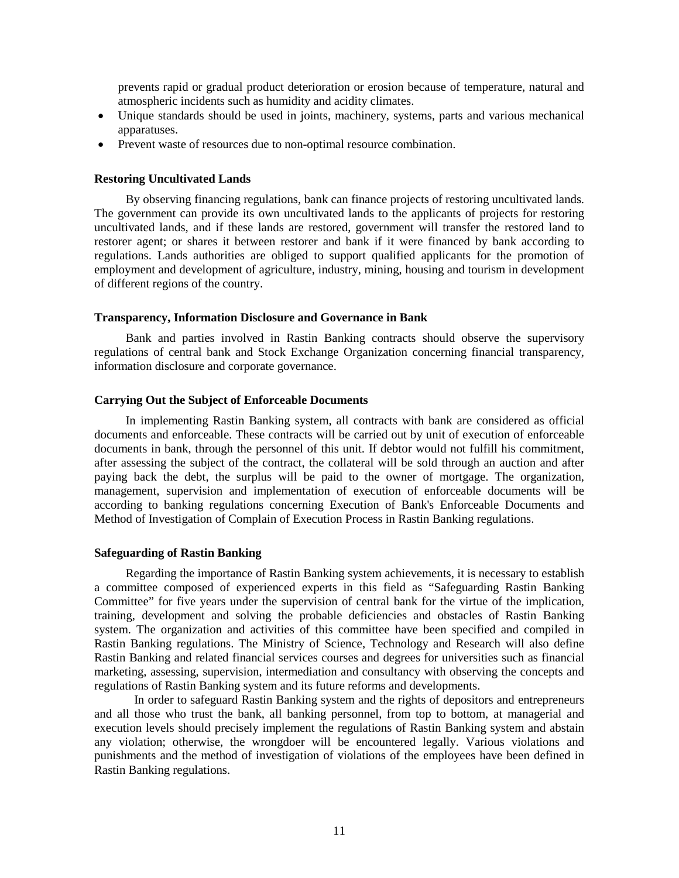prevents rapid or gradual product deterioration or erosion because of temperature, natural and atmospheric incidents such as humidity and acidity climates.

- Unique standards should be used in joints, machinery, systems, parts and various mechanical apparatuses.
- Prevent waste of resources due to non-optimal resource combination.

**Restoring Uncultivated Lands**

By observing financing regulations, bank can finance projects of restoring uncultivated lands. The government can provide its own uncultivated lands to the applicants of projects for restoring uncultivated lands, and if these lands are restored, government will transfer the restored land to restorer agent; or shares it between restorer and bank if it were financed by bank according to regulations. Lands authorities are obliged to support qualified applicants for the promotion of employment and development of agriculture, industry, mining, housing and tourism in development of different regions of the country.

**Transparency, Information Disclosure and Governance in Bank**

Bank and parties involved in Rastin Banking contracts should observe the supervisory regulations of central bank and Stock Exchange Organization concerning financial transparency, information disclosure and corporate governance.

**Carrying Out the Subject of Enforceable Documents**

In implementing Rastin Banking system, all contracts with bank are considered as official documents and enforceable. These contracts will be carried out by unit of execution of enforceable documents in bank, through the personnel of this unit. If debtor would not fulfill his commitment, after assessing the subject of the contract, the collateral will be sold through an auction and after paying back the debt, the surplus will be paid to the owner of mortgage. The organization, management, supervision and implementation of execution of enforceable documents will be according to banking regulations concerning Execution of Bank's Enforceable Documents and Method of Investigation of Complain of Execution Process in Rastin Banking regulations.

**Safeguarding of Rastin Banking**

Regarding the importance of Rastin Banking system achievements, it is necessary to establish a committee composed of experienced experts in this field as "Safeguarding Rastin Banking Committee" for five years under the supervision of central bank for the virtue of the implication, training, development and solving the probable deficiencies and obstacles of Rastin Banking system. The organization and activities of this committee have been specified and compiled in Rastin Banking regulations. The Ministry of Science, Technology and Research will also define Rastin Banking and related financial services courses and degrees for universities such as financial marketing, assessing, supervision, intermediation and consultancy with observing the concepts and regulations of Rastin Banking system and its future reforms and developments.

In order to safeguard Rastin Banking system and the rights of depositors and entrepreneurs and all those who trust the bank, all banking personnel, from top to bottom, at managerial and execution levels should precisely implement the regulations of Rastin Banking system and abstain any violation; otherwise, the wrongdoer will be encountered legally. Various violations and punishments and the method of investigation of violations of the employees have been defined in Rastin Banking regulations.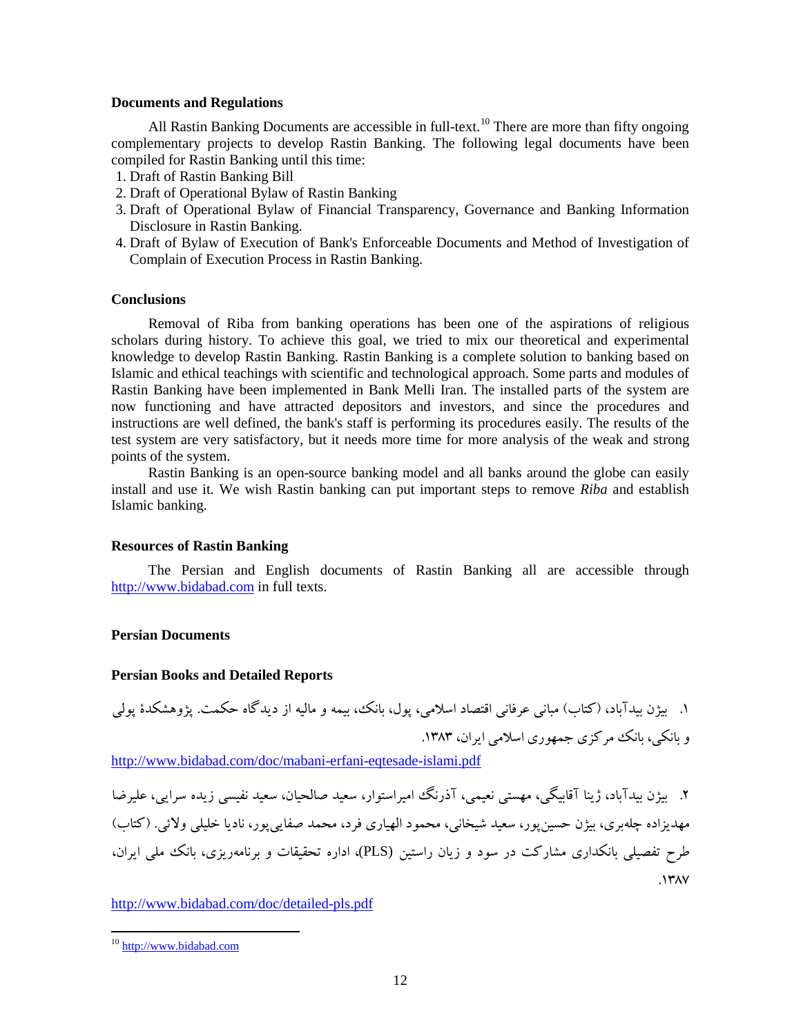### Documents and Regulations

All Rastin Banking Documents are accessible in full-text.[10] There are more than fifty ongoing complementary projects to develop Rastin Banking. The following legal documents have been compiled for Rastin Banking until this time:

1. Draft of Rastin Banking Bill
2. Draft of Operational Bylaw of Rastin Banking
3. Draft of Operational Bylaw of Financial Transparency, Governance and Banking Information Disclosure in Rastin Banking.
4. Draft of Bylaw of Execution of Bank's Enforceable Documents and Method of Investigation of Complain of Execution Process in Rastin Banking.

### Conclusions

Removal of Riba from banking operations has been one of the aspirations of religious scholars during history. To achieve this goal, we tried to mix our theoretical and experimental knowledge to develop Rastin Banking. Rastin Banking is a complete solution to banking based on Islamic and ethical teachings with scientific and technological approach. Some parts and modules of Rastin Banking have been implemented in Bank Melli Iran. The installed parts of the system are now functioning and have attracted depositors and investors, and since the procedures and instructions are well defined, the bank's staff is performing its procedures easily. The results of the test system are very satisfactory, but it needs more time for more analysis of the weak and strong points of the system.

Rastin Banking is an open-source banking model and all banks around the globe can easily install and use it. We wish Rastin banking can put important steps to remove *Riba* and establish Islamic banking.

### Resources of Rastin Banking

The Persian and English documents of Rastin Banking all are accessible through http://www.bidabad.com in full texts.

### Persian Documents

### Persian Books and Detailed Reports

۱. بیژن بیدآباد، (کتاب) مبانی عرفانی اقتصاد اسلامی، پول، بانک، بیمه و مالیه از دیدگاه حکمت. پژوهشکدهٔ پولی و بانکی، بانک مرکزی جمهوری اسلامی ایران، ۱۳۸۳.

http://www.bidabad.com/doc/mabani-erfani-eqtesade-islami.pdf

۲. بیژن بیدآباد، ژینا آقابیگی، مهستی نعیمی، آذرنگ امیراستوار، سعید صالحیان، سعید نفیسی زیده سرایی، علیرضا مهدیزاده چله‌بری، بیژن حسین‌پور، سعید شیخانی، محمود الهیاری فرد، محمد صفایی‌پور، نادیا خلیلی ولائی. (کتاب) طرح تفصیلی بانکداری مشارکت در سود و زیان راستین (PLS)، اداره تحقیقات و برنامه‌ریزی، بانک ملی ایران، ۱۳۸۷.

http://www.bidabad.com/doc/detailed-pls.pdf

---

[10] http://www.bidabad.com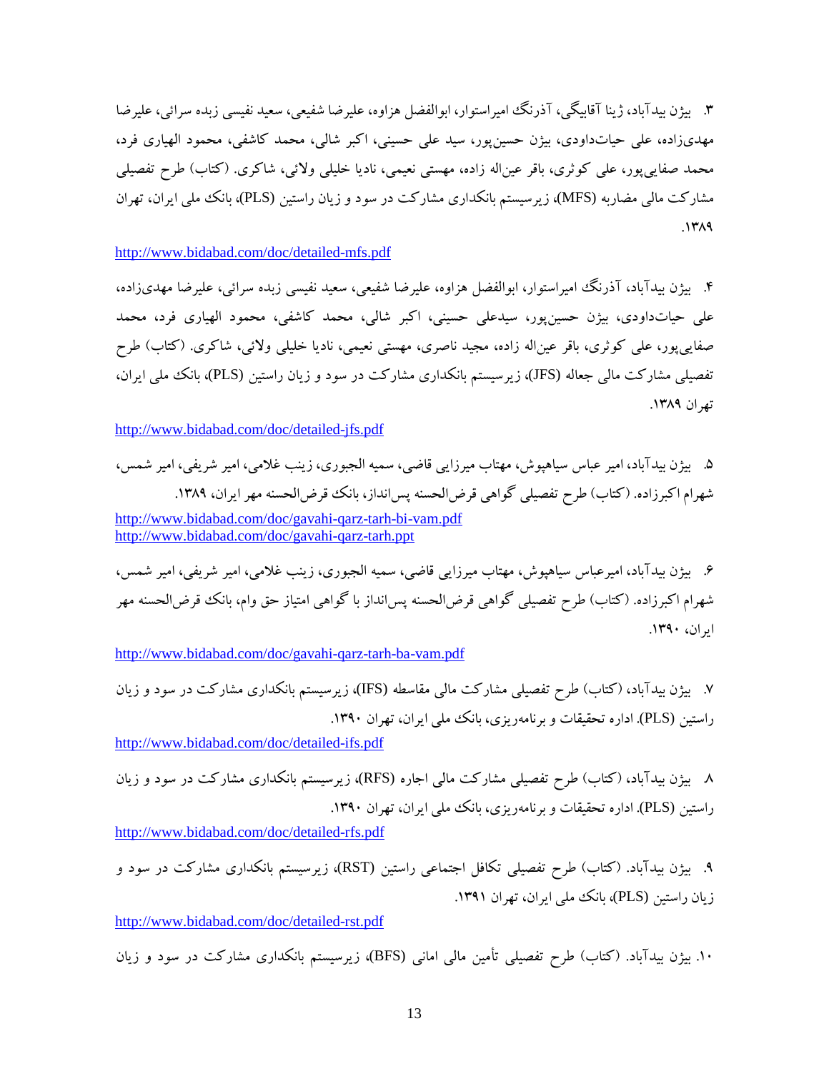۳. بیژن بیدآباد، ژینا آقابیگی، آذرنگ امیراستوار، ابوالفضل هزاوه، علیرضا شفیعی، سعید نفیسی زبده سرائی، علیرضا مهدی‌زاده، علی حیات‌داودی، بیژن حسین‌پور، سید علی حسینی، اکبر شالی، محمد کاشفی، محمود الهیاری فرد، محمد صفایی‌پور، علی کوثری، باقر عین‌اله زاده، مهستی نعیمی، نادیا خلیلی ولائی، شاکری. (کتاب) طرح تفصیلی مشارکت مالی مضاربه (MFS)، زیرسیستم بانکداری مشارکت در سود و زیان راستین (PLS)، بانک ملی ایران، تهران ۱۳۸۹.

http://www.bidabad.com/doc/detailed-mfs.pdf

۴. بیژن بیدآباد، آذرنگ امیراستوار، ابوالفضل هزاوه، علیرضا شفیعی، سعید نفیسی زبده سرائی، علیرضا مهدی‌زاده، علی حیات‌داودی، بیژن حسین‌پور، سیدعلی حسینی، اکبر شالی، محمد کاشفی، محمود الهیاری فرد، محمد صفایی‌پور، علی کوثری، باقر عین‌اله زاده، مجید ناصری، مهستی نعیمی، نادیا خلیلی ولائی، شاکری. (کتاب) طرح تفصیلی مشارکت مالی جعاله (JFS)، زیرسیستم بانکداری مشارکت در سود و زیان راستین (PLS)، بانک ملی ایران، تهران ۱۳۸۹.

http://www.bidabad.com/doc/detailed-jfs.pdf

۵. بیژن بیدآباد، امیر عباس سیاهپوش، مهتاب میرزایی قاضی، سمیه الجبوری، زینب غلامی، امیر شریفی، امیر شمس، شهرام اکبرزاده. (کتاب) طرح تفصیلی گواهی قرض‌الحسنه پس‌انداز، بانک قرض‌الحسنه مهر ایران، ۱۳۸۹.

http://www.bidabad.com/doc/gavahi-qarz-tarh-bi-vam.pdf
http://www.bidabad.com/doc/gavahi-qarz-tarh.ppt

۶. بیژن بیدآباد، امیرعباس سیاهپوش، مهتاب میرزایی قاضی، سمیه الجبوری، زینب غلامی، امیر شریفی، امیر شمس، شهرام اکبرزاده. (کتاب) طرح تفصیلی گواهی قرض‌الحسنه پس‌انداز با گواهی امتیاز حق وام، بانک قرض‌الحسنه مهر ایران، ۱۳۹۰.

http://www.bidabad.com/doc/gavahi-qarz-tarh-ba-vam.pdf

۷. بیژن بیدآباد، (کتاب) طرح تفصیلی مشارکت مالی مقاسطه (IFS)، زیرسیستم بانکداری مشارکت در سود و زیان راستین (PLS). اداره تحقیقات و برنامه‌ریزی، بانک ملی ایران، تهران ۱۳۹۰.

http://www.bidabad.com/doc/detailed-ifs.pdf

۸. بیژن بیدآباد، (کتاب) طرح تفصیلی مشارکت مالی اجاره (RFS)، زیرسیستم بانکداری مشارکت در سود و زیان راستین (PLS). اداره تحقیقات و برنامه‌ریزی، بانک ملی ایران، تهران ۱۳۹۰.

http://www.bidabad.com/doc/detailed-rfs.pdf

۹. بیژن بیدآباد. (کتاب) طرح تفصیلی تکافل اجتماعی راستین (RST)، زیرسیستم بانکداری مشارکت در سود و زیان راستین (PLS)، بانک ملی ایران، تهران ۱۳۹۱.

http://www.bidabad.com/doc/detailed-rst.pdf

۱۰. بیژن بیدآباد. (کتاب) طرح تفصیلی تأمین مالی امانی (BFS)، زیرسیستم بانکداری مشارکت در سود و زیان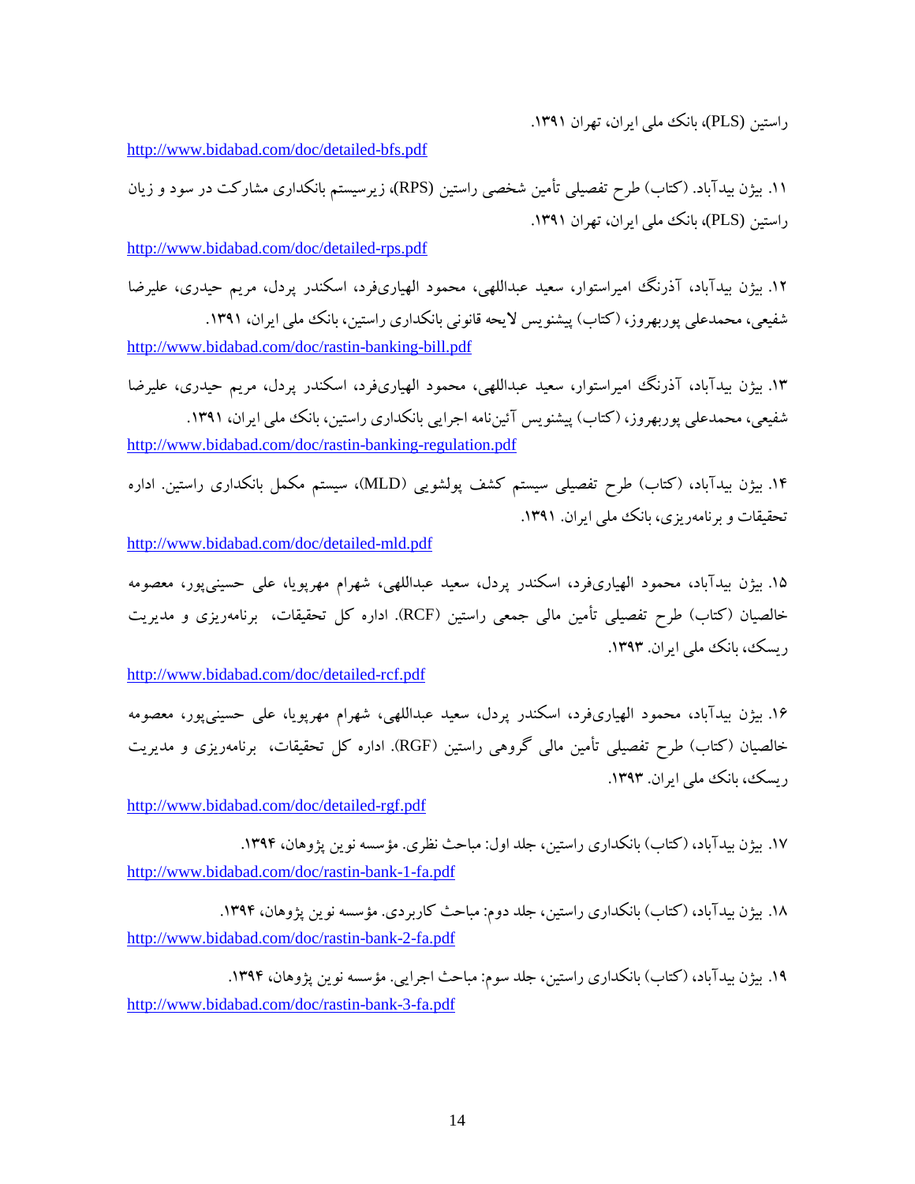راستین (PLS)، بانک ملی ایران، تهران ۱۳۹۱.

http://www.bidabad.com/doc/detailed-bfs.pdf

۱۱. بیژن بیدآباد. (کتاب) طرح تفصیلی تأمین شخصی راستین (RPS)، زیرسیستم بانکداری مشارکت در سود و زیان راستین (PLS)، بانک ملی ایران، تهران ۱۳۹۱.

http://www.bidabad.com/doc/detailed-rps.pdf

۱۲. بیژن بیدآباد، آذرنگ امیراستوار، سعید عبداللهی، محمود الهیاری‌فرد، اسکندر پردل، مریم حیدری، علیرضا شفیعی، محمدعلی پوربهروز، (کتاب) پیشنویس لایحه قانونی بانکداری راستین، بانک ملی ایران، ۱۳۹۱.

http://www.bidabad.com/doc/rastin-banking-bill.pdf

۱۳. بیژن بیدآباد، آذرنگ امیراستوار، سعید عبداللهی، محمود الهیاری‌فرد، اسکندر پردل، مریم حیدری، علیرضا شفیعی، محمدعلی پوربهروز، (کتاب) پیشنویس آئین‌نامه اجرایی بانکداری راستین، بانک ملی ایران، ۱۳۹۱.

http://www.bidabad.com/doc/rastin-banking-regulation.pdf

۱۴. بیژن بیدآباد، (کتاب) طرح تفصیلی سیستم کشف پولشویی (MLD)، سیستم مکمل بانکداری راستین. اداره تحقیقات و برنامه‌ریزی، بانک ملی ایران. ۱۳۹۱.

http://www.bidabad.com/doc/detailed-mld.pdf

۱۵. بیژن بیدآباد، محمود الهیاری‌فرد، اسکندر پردل، سعید عبداللهی، شهرام مهرپویا، علی حسینی‌پور، معصومه خالصیان (کتاب) طرح تفصیلی تأمین مالی جمعی راستین (RCF). اداره کل تحقیقات، برنامه‌ریزی و مدیریت ریسک، بانک ملی ایران. ۱۳۹۳.

http://www.bidabad.com/doc/detailed-rcf.pdf

۱۶. بیژن بیدآباد، محمود الهیاری‌فرد، اسکندر پردل، سعید عبداللهی، شهرام مهرپویا، علی حسینی‌پور، معصومه خالصیان (کتاب) طرح تفصیلی تأمین مالی گروهی راستین (RGF). اداره کل تحقیقات، برنامه‌ریزی و مدیریت ریسک، بانک ملی ایران. ۱۳۹۳.

http://www.bidabad.com/doc/detailed-rgf.pdf

۱۷. بیژن بیدآباد، (کتاب) بانکداری راستین، جلد اول: مباحث نظری. مؤسسه نوین پژوهان، ۱۳۹۴.

http://www.bidabad.com/doc/rastin-bank-1-fa.pdf

۱۸. بیژن بیدآباد، (کتاب) بانکداری راستین، جلد دوم: مباحث کاربردی. مؤسسه نوین پژوهان، ۱۳۹۴.

http://www.bidabad.com/doc/rastin-bank-2-fa.pdf

۱۹. بیژن بیدآباد، (کتاب) بانکداری راستین، جلد سوم: مباحث اجرایی. مؤسسه نوین پژوهان، ۱۳۹۴.

http://www.bidabad.com/doc/rastin-bank-3-fa.pdf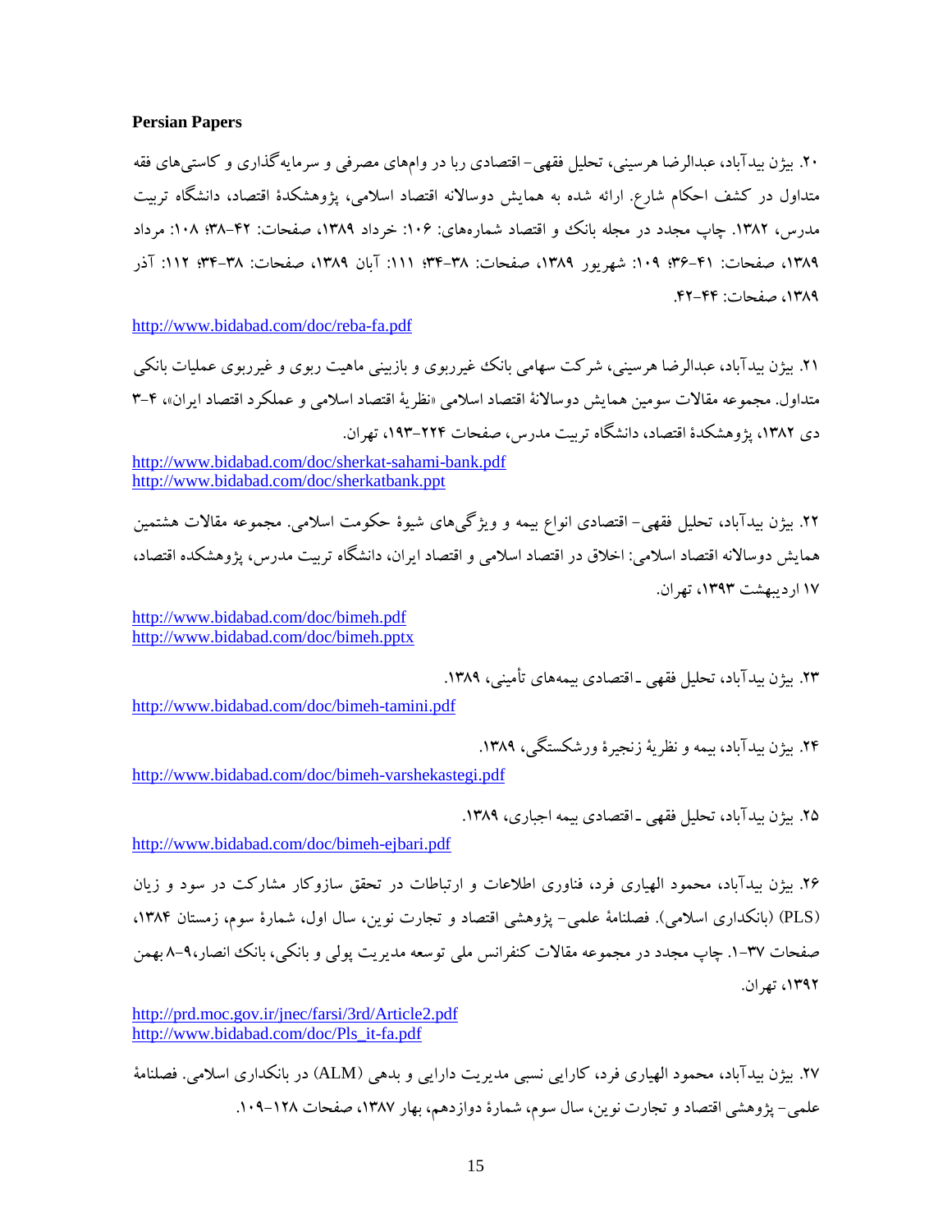**Persian Papers**

۲۰. بیژن بیدآباد، عبدالرضا هرسینی، تحلیل فقهی- اقتصادی ربا در وام‌های مصرفی و سرمایه‌گذاری و کاستی‌های فقه متداول در کشف احکام شارع. ارائه شده به همایش دوسالانه اقتصاد اسلامی، پژوهشکدهٔ اقتصاد، دانشگاه تربیت مدرس، ۱۳۸۲. چاپ مجدد در مجله بانک و اقتصاد شماره‌های: ۱۰۶: خرداد ۱۳۸۹، صفحات: ۴۲-۳۸؛ ۱۰۸: مرداد ۱۳۸۹، صفحات: ۴۱-۳۶؛ ۱۰۹: شهریور ۱۳۸۹، صفحات: ۳۸-۳۴؛ ۱۱۱: آبان ۱۳۸۹، صفحات: ۳۸-۳۴؛ ۱۱۲: آذر ۱۳۸۹، صفحات: ۴۴-۴۲.

http://www.bidabad.com/doc/reba-fa.pdf

۲۱. بیژن بیدآباد، عبدالرضا هرسینی، شرکت سهامی بانک غیرربوی و بازبینی ماهیت ربوی و غیرربوی عملیات بانکی متداول. مجموعه مقالات سومین همایش دوسالانهٔ اقتصاد اسلامی «نظریهٔ اقتصاد اسلامی و عملکرد اقتصاد ایران»، ۴-۳ دی ۱۳۸۲، پژوهشکدهٔ اقتصاد، دانشگاه تربیت مدرس، صفحات ۲۲۴-۱۹۳، تهران.

http://www.bidabad.com/doc/sherkat-sahami-bank.pdf
http://www.bidabad.com/doc/sherkatbank.ppt

۲۲. بیژن بیدآباد، تحلیل فقهی- اقتصادی انواع بیمه و ویژگی‌های شیوهٔ حکومت اسلامی. مجموعه مقالات هشتمین همایش دوسالانه اقتصاد اسلامی: اخلاق در اقتصاد اسلامی و اقتصاد ایران، دانشگاه تربیت مدرس، پژوهشکده اقتصاد، ۱۷ اردیبهشت ۱۳۹۳، تهران.

http://www.bidabad.com/doc/bimeh.pdf
http://www.bidabad.com/doc/bimeh.pptx

۲۳. بیژن بیدآباد، تحلیل فقهی ـ اقتصادی بیمه‌های تأمینی، ۱۳۸۹.

http://www.bidabad.com/doc/bimeh-tamini.pdf

۲۴. بیژن بیدآباد، بیمه و نظریهٔ زنجیرهٔ ورشکستگی، ۱۳۸۹.

http://www.bidabad.com/doc/bimeh-varshekastegi.pdf

۲۵. بیژن بیدآباد، تحلیل فقهی ـ اقتصادی بیمه اجباری، ۱۳۸۹.

http://www.bidabad.com/doc/bimeh-ejbari.pdf

۲۶. بیژن بیدآباد، محمود الهیاری فرد، فناوری اطلاعات و ارتباطات در تحقق سازوکار مشارکت در سود و زیان (PLS) (بانکداری اسلامی). فصلنامهٔ علمی- پژوهشی اقتصاد و تجارت نوین، سال اول، شمارهٔ سوم، زمستان ۱۳۸۴، صفحات ۳۷-۱. چاپ مجدد در مجموعه مقالات کنفرانس ملی توسعه مدیریت پولی و بانکی، بانک انصار، ۹-۸ بهمن ۱۳۹۲، تهران.

http://prd.moc.gov.ir/jnec/farsi/3rd/Article2.pdf
http://www.bidabad.com/doc/Pls_it-fa.pdf

۲۷. بیژن بیدآباد، محمود الهیاری فرد، کارایی نسبی مدیریت دارایی و بدهی (ALM) در بانکداری اسلامی. فصلنامهٔ علمی- پژوهشی اقتصاد و تجارت نوین، سال سوم، شمارهٔ دوازدهم، بهار ۱۳۸۷، صفحات ۱۲۸-۱۰۹.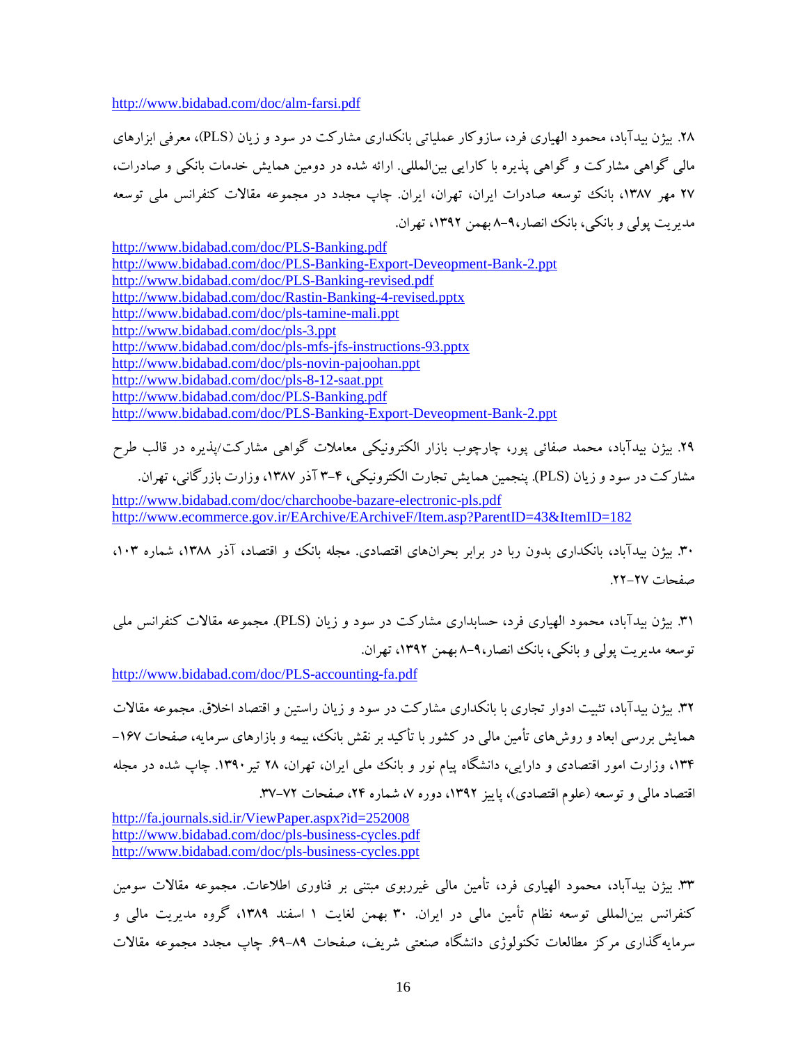http://www.bidabad.com/doc/alm-farsi.pdf

۲۸. بیژن بیدآباد، محمود الهیاری فرد، سازوکار عملیاتی بانکداری مشارکت در سود و زیان (PLS)، معرفی ابزارهای مالی گواهی مشارکت و گواهی پذیره با کارایی بین‌المللی. ارائه شده در دومین همایش خدمات بانکی و صادرات، ۲۷ مهر ۱۳۸۷، بانک توسعه صادرات ایران، تهران، ایران. چاپ مجدد در مجموعه مقالات کنفرانس ملی توسعه مدیریت پولی و بانکی، بانک انصار،۹-۸ بهمن ۱۳۹۲، تهران.

http://www.bidabad.com/doc/PLS-Banking.pdf
http://www.bidabad.com/doc/PLS-Banking-Export-Deveopment-Bank-2.ppt
http://www.bidabad.com/doc/PLS-Banking-revised.pdf
http://www.bidabad.com/doc/Rastin-Banking-4-revised.pptx
http://www.bidabad.com/doc/pls-tamine-mali.ppt
http://www.bidabad.com/doc/pls-3.ppt
http://www.bidabad.com/doc/pls-mfs-jfs-instructions-93.pptx
http://www.bidabad.com/doc/pls-novin-pajoohan.ppt
http://www.bidabad.com/doc/pls-8-12-saat.ppt
http://www.bidabad.com/doc/PLS-Banking.pdf
http://www.bidabad.com/doc/PLS-Banking-Export-Deveopment-Bank-2.ppt

۲۹. بیژن بیدآباد، محمد صفائی پور، چارچوب بازار الکترونیکی معاملات گواهی مشارکت/پذیره در قالب طرح مشارکت در سود و زیان (PLS). پنجمین همایش تجارت الکترونیکی، ۴-۳ آذر ۱۳۸۷، وزارت بازرگانی، تهران.

http://www.bidabad.com/doc/charchoobe-bazare-electronic-pls.pdf
http://www.ecommerce.gov.ir/EArchive/EArchiveF/Item.asp?ParentID=43&ItemID=182

۳۰. بیژن بیدآباد، بانکداری بدون ربا در برابر بحران‌های اقتصادی. مجله بانک و اقتصاد، آذر ۱۳۸۸، شماره ۱۰۳، صفحات ۲۷-۲۲.

۳۱. بیژن بیدآباد، محمود الهیاری فرد، حسابداری مشارکت در سود و زیان (PLS). مجموعه مقالات کنفرانس ملی توسعه مدیریت پولی و بانکی، بانک انصار،۹-۸ بهمن ۱۳۹۲، تهران.

http://www.bidabad.com/doc/PLS-accounting-fa.pdf

۳۲. بیژن بیدآباد، تثبیت ادوار تجاری با بانکداری مشارکت در سود و زیان راستین و اقتصاد اخلاق. مجموعه مقالات همایش بررسی ابعاد و روش‌های تأمین مالی در کشور با تأکید بر نقش بانک، بیمه و بازارهای سرمایه، صفحات ۱۶۷-۱۳۴، وزارت امور اقتصادی و دارایی، دانشگاه پیام نور و بانک ملی ایران، تهران، ۲۸ تیر ۱۳۹۰. چاپ شده در مجله اقتصاد مالی و توسعه (علوم اقتصادی)، پاییز ۱۳۹۲، دوره ۷، شماره ۲۴، صفحات ۷۲-۳۷.

http://fa.journals.sid.ir/ViewPaper.aspx?id=252008
http://www.bidabad.com/doc/pls-business-cycles.pdf
http://www.bidabad.com/doc/pls-business-cycles.ppt

۳۳. بیژن بیدآباد، محمود الهیاری فرد، تأمین مالی غیرربوی مبتنی بر فناوری اطلاعات. مجموعه مقالات سومین کنفرانس بین‌المللی توسعه نظام تأمین مالی در ایران. ۳۰ بهمن لغایت ۱ اسفند ۱۳۸۹، گروه مدیریت مالی و سرمایه‌گذاری مرکز مطالعات تکنولوژی دانشگاه صنعتی شریف، صفحات ۸۹-۶۹. چاپ مجدد مجموعه مقالات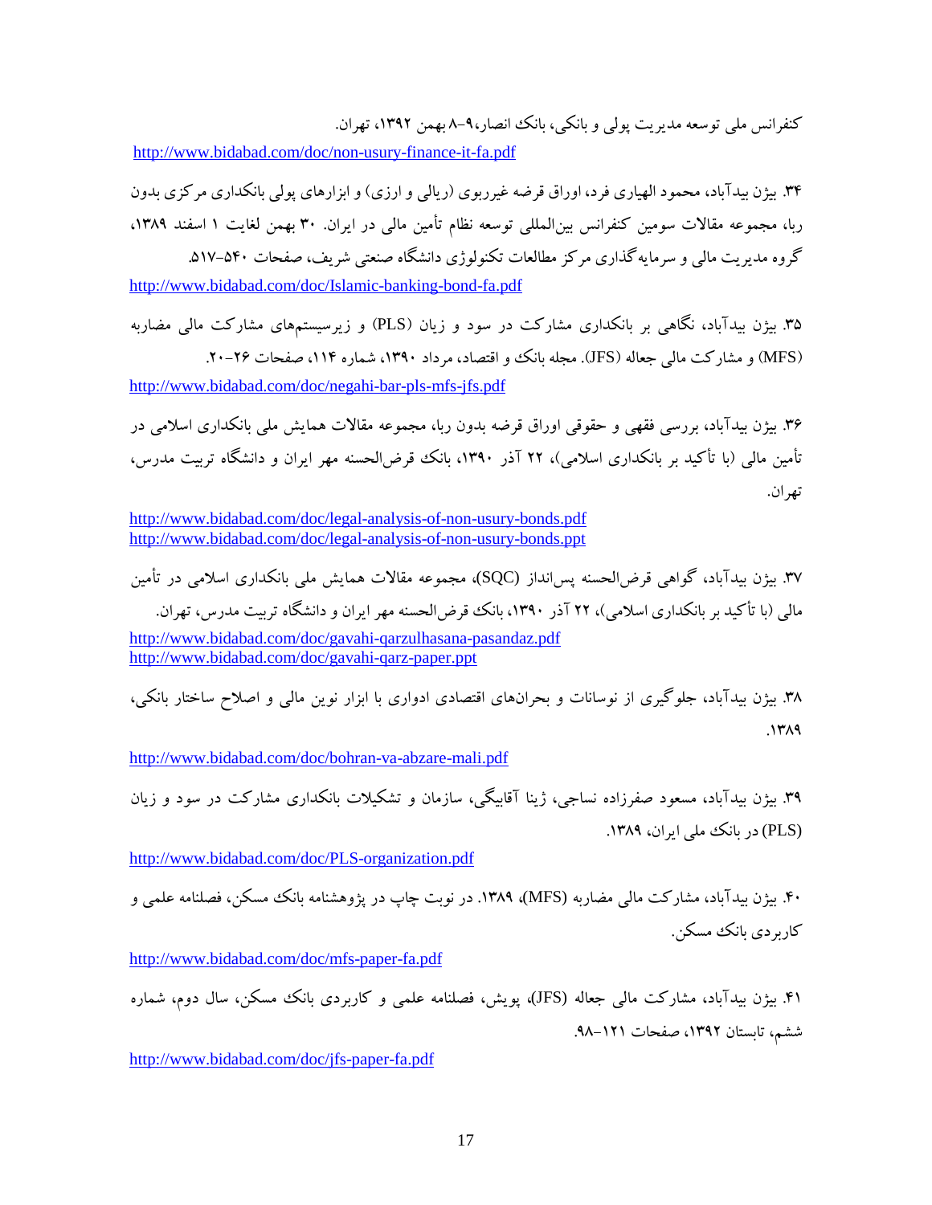کنفرانس ملی توسعه مدیریت پولی و بانکی، بانک انصار،۹-۸ بهمن ۱۳۹۲، تهران.
http://www.bidabad.com/doc/non-usury-finance-it-fa.pdf

۳۴. بیژن بیدآباد، محمود الهیاری فرد، اوراق قرضه غیرربوی (ریالی و ارزی) و ابزارهای پولی بانکداری مرکزی بدون ربا، مجموعه مقالات سومین کنفرانس بین‌المللی توسعه نظام تأمین مالی در ایران. ۳۰ بهمن لغایت ۱ اسفند ۱۳۸۹، گروه مدیریت مالی و سرمایه‌گذاری مرکز مطالعات تکنولوژی دانشگاه صنعتی شریف، صفحات ۵۴۰-۵۱۷.
http://www.bidabad.com/doc/Islamic-banking-bond-fa.pdf

۳۵. بیژن بیدآباد، نگاهی بر بانکداری مشارکت در سود و زیان (PLS) و زیرسیستم‌های مشارکت مالی مضاربه (MFS) و مشارکت مالی جعاله (JFS). مجله بانک و اقتصاد، مرداد ۱۳۹۰، شماره ۱۱۴، صفحات ۲۶-۲۰.
http://www.bidabad.com/doc/negahi-bar-pls-mfs-jfs.pdf

۳۶. بیژن بیدآباد، بررسی فقهی و حقوقی اوراق قرضه بدون ربا، مجموعه مقالات همایش ملی بانکداری اسلامی در تأمین مالی (با تأکید بر بانکداری اسلامی)، ۲۲ آذر ۱۳۹۰، بانک قرض‌الحسنه مهر ایران و دانشگاه تربیت مدرس، تهران.
http://www.bidabad.com/doc/legal-analysis-of-non-usury-bonds.pdf
http://www.bidabad.com/doc/legal-analysis-of-non-usury-bonds.ppt

۳۷. بیژن بیدآباد، گواهی قرض‌الحسنه پس‌انداز (SQC)، مجموعه مقالات همایش ملی بانکداری اسلامی در تأمین مالی (با تأکید بر بانکداری اسلامی)، ۲۲ آذر ۱۳۹۰، بانک قرض‌الحسنه مهر ایران و دانشگاه تربیت مدرس، تهران.
http://www.bidabad.com/doc/gavahi-qarzulhasana-pasandaz.pdf
http://www.bidabad.com/doc/gavahi-qarz-paper.ppt

۳۸. بیژن بیدآباد، جلوگیری از نوسانات و بحران‌های اقتصادی ادواری با ابزار نوین مالی و اصلاح ساختار بانکی، ۱۳۸۹.
http://www.bidabad.com/doc/bohran-va-abzare-mali.pdf

۳۹. بیژن بیدآباد، مسعود صفرزاده نساجی، ژینا آقابیگی، سازمان و تشکیلات بانکداری مشارکت در سود و زیان (PLS) در بانک ملی ایران، ۱۳۸۹.
http://www.bidabad.com/doc/PLS-organization.pdf

۴۰. بیژن بیدآباد، مشارکت مالی مضاربه (MFS)، ۱۳۸۹. در نوبت چاپ در پژوهشنامه بانک مسکن، فصلنامه علمی و کاربردی بانک مسکن.
http://www.bidabad.com/doc/mfs-paper-fa.pdf

۴۱. بیژن بیدآباد، مشارکت مالی جعاله (JFS)، پویش، فصلنامه علمی و کاربردی بانک مسکن، سال دوم، شماره ششم، تابستان ۱۳۹۲، صفحات ۱۲۱-۹۸.
http://www.bidabad.com/doc/jfs-paper-fa.pdf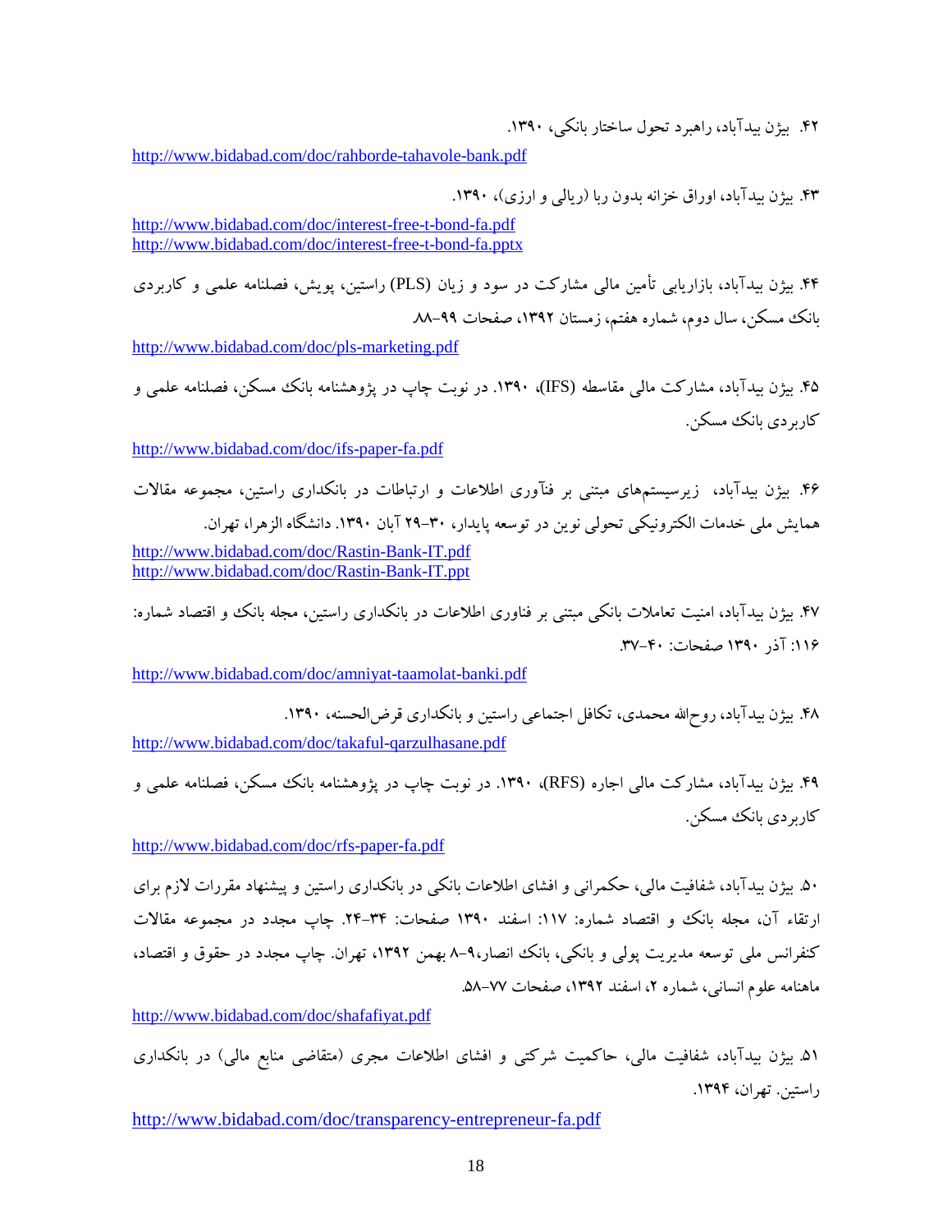۴۲. بیژن بیدآباد، راهبرد تحول ساختار بانکی، ۱۳۹۰.

http://www.bidabad.com/doc/rahborde-tahavole-bank.pdf

۴۳. بیژن بیدآباد، اوراق خزانه بدون ربا (ریالی و ارزی)، ۱۳۹۰.

http://www.bidabad.com/doc/interest-free-t-bond-fa.pdf
http://www.bidabad.com/doc/interest-free-t-bond-fa.pptx

۴۴. بیژن بیدآباد، بازاریابی تأمین مالی مشارکت در سود و زیان (PLS) راستین، پویش، فصلنامه علمی و کاربردی بانک مسکن، سال دوم، شماره هفتم، زمستان ۱۳۹۲، صفحات ۹۹-۸۸

http://www.bidabad.com/doc/pls-marketing.pdf

۴۵. بیژن بیدآباد، مشارکت مالی مقاسطه (IFS)، ۱۳۹۰. در نوبت چاپ در پژوهشنامه بانک مسکن، فصلنامه علمی و کاربردی بانک مسکن.

http://www.bidabad.com/doc/ifs-paper-fa.pdf

۴۶. بیژن بیدآباد، زیرسیستم‌های مبتنی بر فنآوری اطلاعات و ارتباطات در بانکداری راستین، مجموعه مقالات همایش ملی خدمات الکترونیکی تحولی نوین در توسعه پایدار، ۳۰-۲۹ آبان ۱۳۹۰. دانشگاه الزهرا، تهران.

http://www.bidabad.com/doc/Rastin-Bank-IT.pdf
http://www.bidabad.com/doc/Rastin-Bank-IT.ppt

۴۷. بیژن بیدآباد، امنیت تعاملات بانکی مبتنی بر فناوری اطلاعات در بانکداری راستین، مجله بانک و اقتصاد شماره: ۱۱۶: آذر ۱۳۹۰ صفحات: ۴۰-۳۷.

http://www.bidabad.com/doc/amniyat-taamolat-banki.pdf

۴۸. بیژن بیدآباد، روح‌الله محمدی، تکافل اجتماعی راستین و بانکداری قرض‌الحسنه، ۱۳۹۰.

http://www.bidabad.com/doc/takaful-qarzulhasane.pdf

۴۹. بیژن بیدآباد، مشارکت مالی اجاره (RFS)، ۱۳۹۰. در نوبت چاپ در پژوهشنامه بانک مسکن، فصلنامه علمی و کاربردی بانک مسکن.

http://www.bidabad.com/doc/rfs-paper-fa.pdf

۵۰. بیژن بیدآباد، شفافیت مالی، حکمرانی و افشای اطلاعات بانکی در بانکداری راستین و پیشنهاد مقررات لازم برای ارتقاء آن، مجله بانک و اقتصاد شماره: ۱۱۷: اسفند ۱۳۹۰ صفحات: ۳۴-۲۴. چاپ مجدد در مجموعه مقالات کنفرانس ملی توسعه مدیریت پولی و بانکی، بانک انصار،۹-۸ بهمن ۱۳۹۲، تهران. چاپ مجدد در حقوق و اقتصاد، ماهنامه علوم انسانی، شماره ۲، اسفند ۱۳۹۲، صفحات ۷۷-۵۸.

http://www.bidabad.com/doc/shafafiyat.pdf

۵۱. بیژن بیدآباد، شفافیت مالی، حاکمیت شرکتی و افشای اطلاعات مجری (متقاضی منابع مالی) در بانکداری راستین. تهران، ۱۳۹۴.

http://www.bidabad.com/doc/transparency-entrepreneur-fa.pdf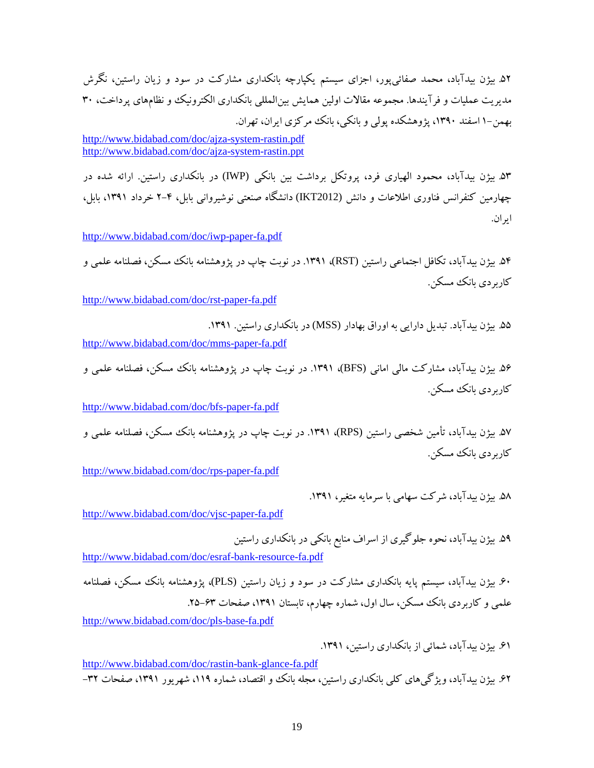۵۲. بیژن بیدآباد، محمد صفائی‌پور، اجزای سیستم یکپارچه بانکداری مشارکت در سود و زیان راستین، نگرش مدیریت عملیات و فرآیندها. مجموعه مقالات اولین همایش بین‌المللی بانکداری الکترونیک و نظام‌های پرداخت، ۳۰ بهمن-۱ اسفند ۱۳۹۰، پژوهشکده پولی و بانکی، بانک مرکزی ایران، تهران.

http://www.bidabad.com/doc/ajza-system-rastin.pdf
http://www.bidabad.com/doc/ajza-system-rastin.ppt

۵۳. بیژن بیدآباد، محمود الهیاری فرد، پروتکل برداشت بین بانکی (IWP) در بانکداری راستین. ارائه شده در چهارمین کنفرانس فناوری اطلاعات و دانش (IKT2012) دانشگاه صنعتی نوشیروانی بابل، ۴-۲ خرداد ۱۳۹۱، بابل، ایران.

http://www.bidabad.com/doc/iwp-paper-fa.pdf

۵۴. بیژن بیدآباد، تکافل اجتماعی راستین (RST)، ۱۳۹۱. در نوبت چاپ در پژوهشنامه بانک مسکن، فصلنامه علمی و کاربردی بانک مسکن.

http://www.bidabad.com/doc/rst-paper-fa.pdf

۵۵. بیژن بیدآباد. تبدیل دارایی به اوراق بهادار (MSS) در بانکداری راستین. ۱۳۹۱.

http://www.bidabad.com/doc/mms-paper-fa.pdf

۵۶. بیژن بیدآباد، مشارکت مالی امانی (BFS)، ۱۳۹۱. در نوبت چاپ در پژوهشنامه بانک مسکن، فصلنامه علمی و کاربردی بانک مسکن.

http://www.bidabad.com/doc/bfs-paper-fa.pdf

۵۷. بیژن بیدآباد، تأمین شخصی راستین (RPS)، ۱۳۹۱. در نوبت چاپ در پژوهشنامه بانک مسکن، فصلنامه علمی و کاربردی بانک مسکن.

http://www.bidabad.com/doc/rps-paper-fa.pdf

۵۸. بیژن بیدآباد، شرکت سهامی با سرمایه متغیر، ۱۳۹۱.

http://www.bidabad.com/doc/vjsc-paper-fa.pdf

۵۹. بیژن بیدآباد، نحوه جلوگیری از اسراف منابع بانکی در بانکداری راستین

http://www.bidabad.com/doc/esraf-bank-resource-fa.pdf

۶۰. بیژن بیدآباد، سیستم پایه بانکداری مشارکت در سود و زیان راستین (PLS)، پژوهشنامه بانک مسکن، فصلنامه علمی و کاربردی بانک مسکن، سال اول، شماره چهارم، تابستان ۱۳۹۱، صفحات ۶۳-۲۵.

http://www.bidabad.com/doc/pls-base-fa.pdf

۶۱. بیژن بیدآباد، شمائی از بانکداری راستین، ۱۳۹۱.

http://www.bidabad.com/doc/rastin-bank-glance-fa.pdf

۶۲. بیژن بیدآباد، ویژگی‌های کلی بانکداری راستین، مجله بانک و اقتصاد، شماره ۱۱۹، شهریور ۱۳۹۱، صفحات ۳۲-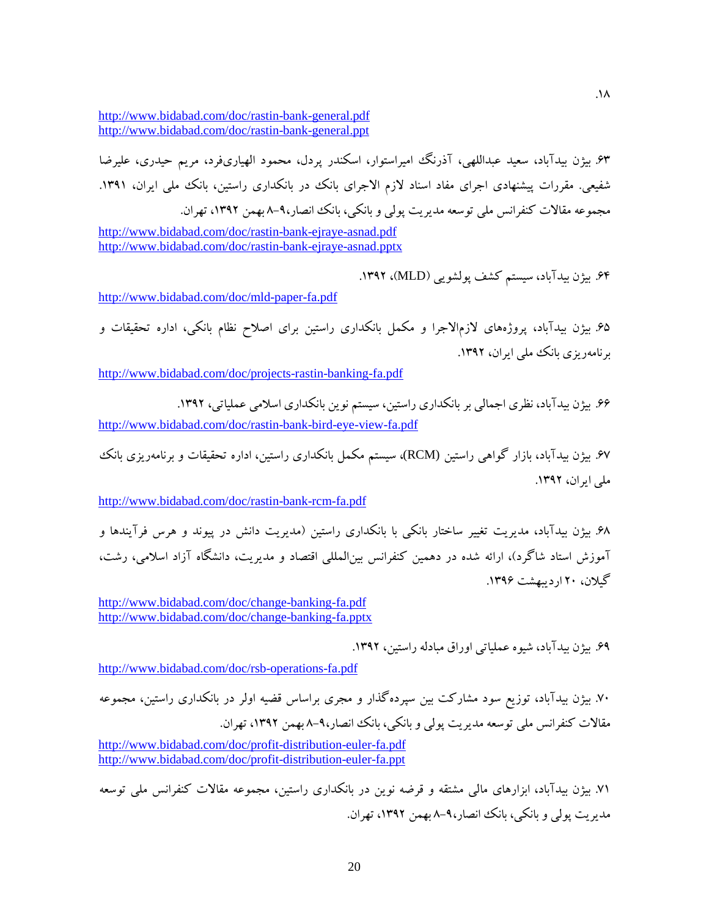.۱۸

http://www.bidabad.com/doc/rastin-bank-general.pdf
http://www.bidabad.com/doc/rastin-bank-general.ppt

۶۳. بیژن بیدآباد، سعید عبداللهی، آذرنگ امیراستوار، اسکندر پردل، محمود الهیاری‌فرد، مریم حیدری، علیرضا شفیعی. مقررات پیشنهادی اجرای مفاد اسناد لازم الاجرای بانک در بانکداری راستین، بانک ملی ایران، ۱۳۹۱. مجموعه مقالات کنفرانس ملی توسعه مدیریت پولی و بانکی، بانک انصار،۹-۸ بهمن ۱۳۹۲، تهران.

http://www.bidabad.com/doc/rastin-bank-ejraye-asnad.pdf
http://www.bidabad.com/doc/rastin-bank-ejraye-asnad.pptx

۶۴. بیژن بیدآباد، سیستم کشف پولشویی (MLD)، ۱۳۹۲.

http://www.bidabad.com/doc/mld-paper-fa.pdf

۶۵. بیژن بیدآباد، پروژه‌های لازم‌الاجرا و مکمل بانکداری راستین برای اصلاح نظام بانکی، اداره تحقیقات و برنامه‌ریزی بانک ملی ایران، ۱۳۹۲.

http://www.bidabad.com/doc/projects-rastin-banking-fa.pdf

۶۶. بیژن بیدآباد، نظری اجمالی بر بانکداری راستین، سیستم نوین بانکداری اسلامی عملیاتی، ۱۳۹۲.
http://www.bidabad.com/doc/rastin-bank-bird-eye-view-fa.pdf

۶۷. بیژن بیدآباد، بازار گواهی راستین (RCM)، سیستم مکمل بانکداری راستین، اداره تحقیقات و برنامه‌ریزی بانک ملی ایران، ۱۳۹۲.

http://www.bidabad.com/doc/rastin-bank-rcm-fa.pdf

۶۸. بیژن بیدآباد، مدیریت تغییر ساختار بانکی با بانکداری راستین (مدیریت دانش در پیوند و هرس فرآیندها و آموزش استاد شاگرد)، ارائه شده در دهمین کنفرانس بین‌المللی اقتصاد و مدیریت، دانشگاه آزاد اسلامی، رشت، گیلان، ۲۰ اردیبهشت ۱۳۹۶.

http://www.bidabad.com/doc/change-banking-fa.pdf
http://www.bidabad.com/doc/change-banking-fa.pptx

۶۹. بیژن بیدآباد، شیوه عملیاتی اوراق مبادله راستین، ۱۳۹۲.

http://www.bidabad.com/doc/rsb-operations-fa.pdf

۷۰. بیژن بیدآباد، توزیع سود مشارکت بین سپرده‌گذار و مجری براساس قضیه اولر در بانکداری راستین، مجموعه مقالات کنفرانس ملی توسعه مدیریت پولی و بانکی، بانک انصار،۹-۸ بهمن ۱۳۹۲، تهران.

http://www.bidabad.com/doc/profit-distribution-euler-fa.pdf
http://www.bidabad.com/doc/profit-distribution-euler-fa.ppt

۷۱. بیژن بیدآباد، ابزارهای مالی مشتقه و قرضه نوین در بانکداری راستین، مجموعه مقالات کنفرانس ملی توسعه مدیریت پولی و بانکی، بانک انصار،۹-۸ بهمن ۱۳۹۲، تهران.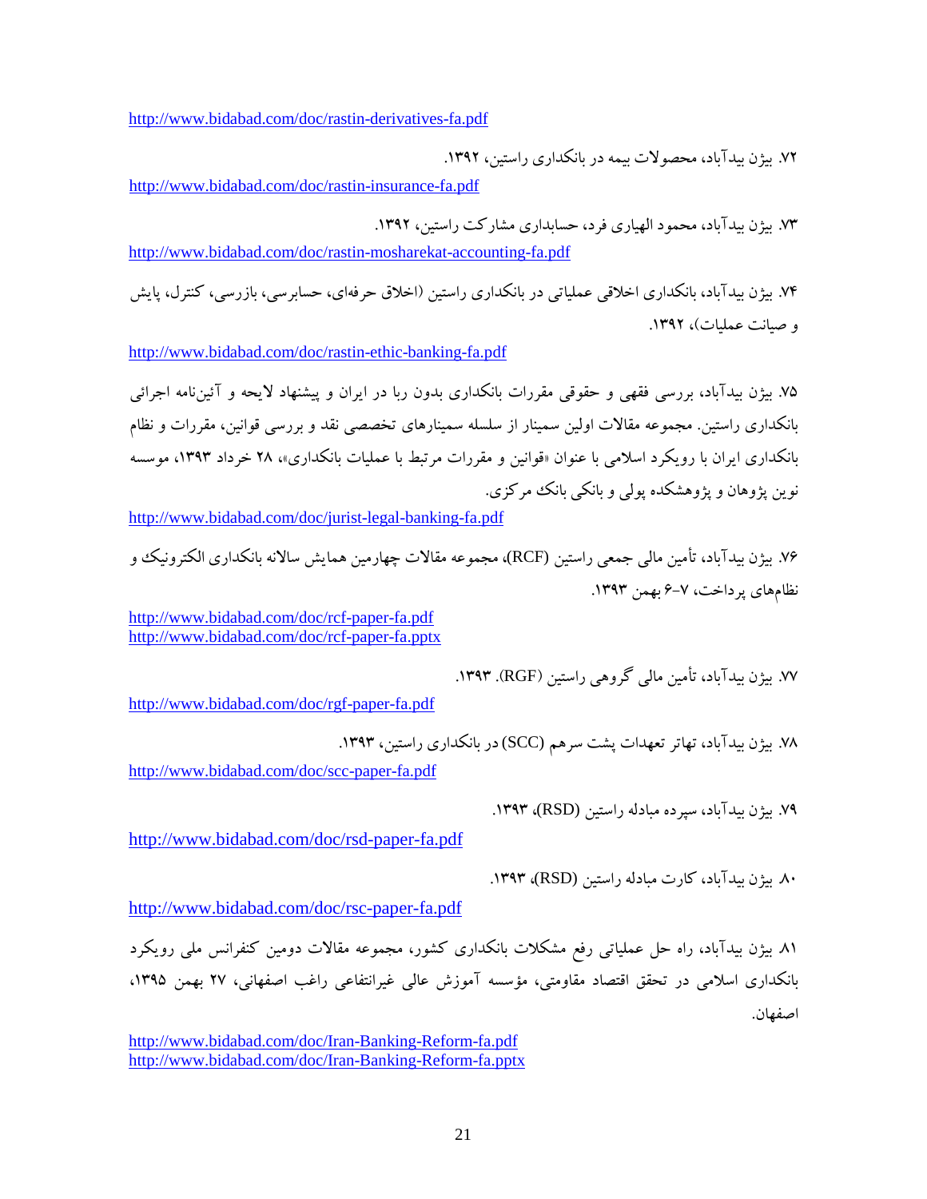http://www.bidabad.com/doc/rastin-derivatives-fa.pdf

۷۲. بیژن بیدآباد، محصولات بیمه در بانکداری راستین، ۱۳۹۲.

http://www.bidabad.com/doc/rastin-insurance-fa.pdf

۷۳. بیژن بیدآباد، محمود الهیاری فرد، حسابداری مشارکت راستین، ۱۳۹۲.

http://www.bidabad.com/doc/rastin-mosharekat-accounting-fa.pdf

۷۴. بیژن بیدآباد، بانکداری اخلاقی عملیاتی در بانکداری راستین (اخلاق حرفه‌ای، حسابرسی، بازرسی، کنترل، پایش و صیانت عملیات)، ۱۳۹۲.

http://www.bidabad.com/doc/rastin-ethic-banking-fa.pdf

۷۵. بیژن بیدآباد، بررسی فقهی و حقوقی مقررات بانکداری بدون ربا در ایران و پیشنهاد لایحه و آئین‌نامه اجرائی بانکداری راستین. مجموعه مقالات اولین سمینار از سلسله سمینارهای تخصصی نقد و بررسی قوانین، مقررات و نظام بانکداری ایران با رویکرد اسلامی با عنوان «قوانین و مقررات مرتبط با عملیات بانکداری»، ۲۸ خرداد ۱۳۹۳، موسسه نوین پژوهان و پژوهشکده پولی و بانکی بانک مرکزی.

http://www.bidabad.com/doc/jurist-legal-banking-fa.pdf

۷۶. بیژن بیدآباد، تأمین مالی جمعی راستین (RCF)، مجموعه مقالات چهارمین همایش سالانه بانکداری الکترونیک و نظام‌های پرداخت، ۷-۶ بهمن ۱۳۹۳.

http://www.bidabad.com/doc/rcf-paper-fa.pdf
http://www.bidabad.com/doc/rcf-paper-fa.pptx

۷۷. بیژن بیدآباد، تأمین مالی گروهی راستین (RGF). ۱۳۹۳.

http://www.bidabad.com/doc/rgf-paper-fa.pdf

۷۸. بیژن بیدآباد، تهاتر تعهدات پشت سرهم (SCC) در بانکداری راستین، ۱۳۹۳.

http://www.bidabad.com/doc/scc-paper-fa.pdf

۷۹. بیژن بیدآباد، سپرده مبادله راستین (RSD)، ۱۳۹۳.

http://www.bidabad.com/doc/rsd-paper-fa.pdf

۸۰. بیژن بیدآباد، کارت مبادله راستین (RSD)، ۱۳۹۳.

http://www.bidabad.com/doc/rsc-paper-fa.pdf

۸۱. بیژن بیدآباد، راه حل عملیاتی رفع مشکلات بانکداری کشور، مجموعه مقالات دومین کنفرانس ملی رویکرد بانکداری اسلامی در تحقق اقتصاد مقاومتی، مؤسسه آموزش عالی غیرانتفاعی راغب اصفهانی، ۲۷ بهمن ۱۳۹۵، اصفهان.

http://www.bidabad.com/doc/Iran-Banking-Reform-fa.pdf
http://www.bidabad.com/doc/Iran-Banking-Reform-fa.pptx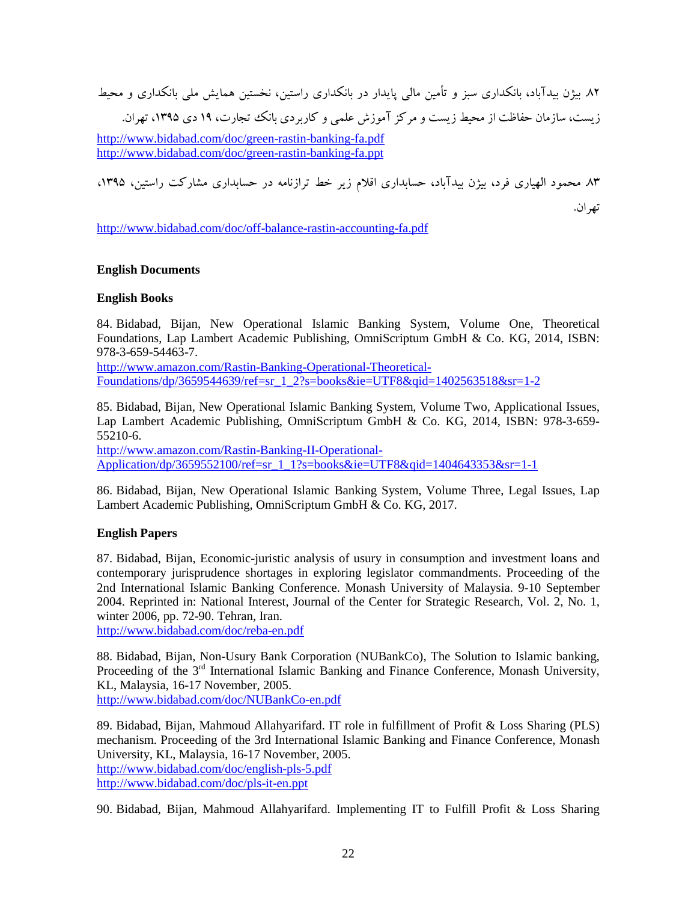۸۲ بیژن بیدآباد، بانکداری سبز و تأمین مالی پایدار در بانکداری راستین، نخستین همایش ملی بانکداری و محیط زیست، سازمان حفاظت از محیط زیست و مرکز آموزش علمی و کاربردی بانک تجارت، ۱۹ دی ۱۳۹۵، تهران.

http://www.bidabad.com/doc/green-rastin-banking-fa.pdf
http://www.bidabad.com/doc/green-rastin-banking-fa.ppt

۸۳ محمود الهیاری فرد، بیژن بیدآباد، حسابداری اقلام زیر خط ترازنامه در حسابداری مشارکت راستین، ۱۳۹۵، تهران.

http://www.bidabad.com/doc/off-balance-rastin-accounting-fa.pdf

**English Documents**

**English Books**

84. Bidabad, Bijan, New Operational Islamic Banking System, Volume One, Theoretical Foundations, Lap Lambert Academic Publishing, OmniScriptum GmbH & Co. KG, 2014, ISBN: 978-3-659-54463-7.
http://www.amazon.com/Rastin-Banking-Operational-Theoretical-Foundations/dp/3659544639/ref=sr_1_2?s=books&ie=UTF8&qid=1402563518&sr=1-2

85. Bidabad, Bijan, New Operational Islamic Banking System, Volume Two, Applicational Issues, Lap Lambert Academic Publishing, OmniScriptum GmbH & Co. KG, 2014, ISBN: 978-3-659-55210-6.
http://www.amazon.com/Rastin-Banking-II-Operational-Application/dp/3659552100/ref=sr_1_1?s=books&ie=UTF8&qid=1404643353&sr=1-1

86. Bidabad, Bijan, New Operational Islamic Banking System, Volume Three, Legal Issues, Lap Lambert Academic Publishing, OmniScriptum GmbH & Co. KG, 2017.

**English Papers**

87. Bidabad, Bijan, Economic-juristic analysis of usury in consumption and investment loans and contemporary jurisprudence shortages in exploring legislator commandments. Proceeding of the 2nd International Islamic Banking Conference. Monash University of Malaysia. 9-10 September 2004. Reprinted in: National Interest, Journal of the Center for Strategic Research, Vol. 2, No. 1, winter 2006, pp. 72-90. Tehran, Iran.
http://www.bidabad.com/doc/reba-en.pdf

88. Bidabad, Bijan, Non-Usury Bank Corporation (NUBankCo), The Solution to Islamic banking, Proceeding of the 3rd International Islamic Banking and Finance Conference, Monash University, KL, Malaysia, 16-17 November, 2005.
http://www.bidabad.com/doc/NUBankCo-en.pdf

89. Bidabad, Bijan, Mahmoud Allahyarifard. IT role in fulfillment of Profit & Loss Sharing (PLS) mechanism. Proceeding of the 3rd International Islamic Banking and Finance Conference, Monash University, KL, Malaysia, 16-17 November, 2005.
http://www.bidabad.com/doc/english-pls-5.pdf
http://www.bidabad.com/doc/pls-it-en.ppt

90. Bidabad, Bijan, Mahmoud Allahyarifard. Implementing IT to Fulfill Profit & Loss Sharing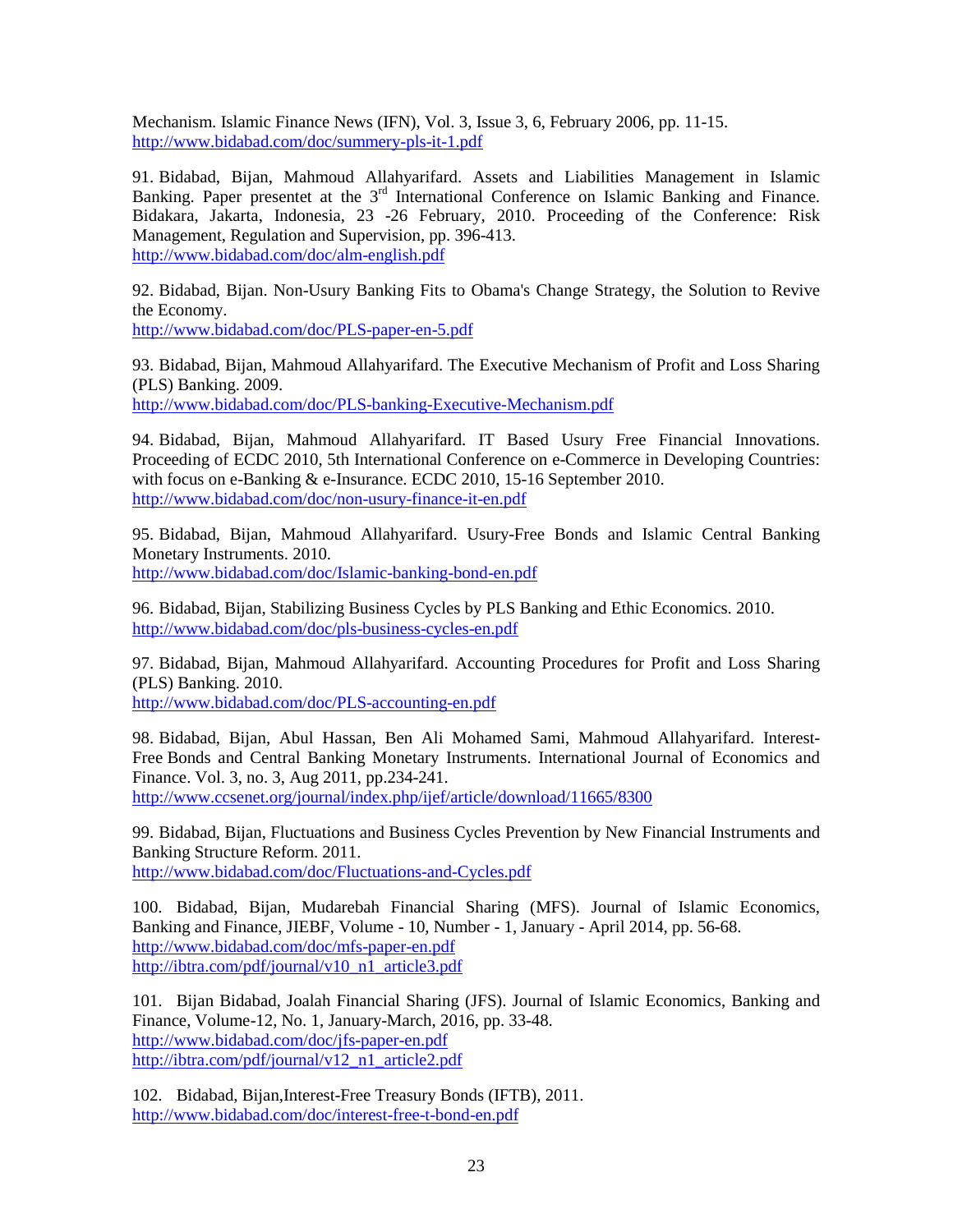Mechanism. Islamic Finance News (IFN), Vol. 3, Issue 3, 6, February 2006, pp. 11-15.
http://www.bidabad.com/doc/summery-pls-it-1.pdf

91. Bidabad, Bijan, Mahmoud Allahyarifard. Assets and Liabilities Management in Islamic Banking. Paper presentet at the 3rd International Conference on Islamic Banking and Finance. Bidakara, Jakarta, Indonesia, 23 -26 February, 2010. Proceeding of the Conference: Risk Management, Regulation and Supervision, pp. 396-413.
http://www.bidabad.com/doc/alm-english.pdf

92. Bidabad, Bijan. Non-Usury Banking Fits to Obama's Change Strategy, the Solution to Revive the Economy.
http://www.bidabad.com/doc/PLS-paper-en-5.pdf

93. Bidabad, Bijan, Mahmoud Allahyarifard. The Executive Mechanism of Profit and Loss Sharing (PLS) Banking. 2009.
http://www.bidabad.com/doc/PLS-banking-Executive-Mechanism.pdf

94. Bidabad, Bijan, Mahmoud Allahyarifard. IT Based Usury Free Financial Innovations. Proceeding of ECDC 2010, 5th International Conference on e-Commerce in Developing Countries: with focus on e-Banking & e-Insurance. ECDC 2010, 15-16 September 2010.
http://www.bidabad.com/doc/non-usury-finance-it-en.pdf

95. Bidabad, Bijan, Mahmoud Allahyarifard. Usury-Free Bonds and Islamic Central Banking Monetary Instruments. 2010.
http://www.bidabad.com/doc/Islamic-banking-bond-en.pdf

96. Bidabad, Bijan, Stabilizing Business Cycles by PLS Banking and Ethic Economics. 2010.
http://www.bidabad.com/doc/pls-business-cycles-en.pdf

97. Bidabad, Bijan, Mahmoud Allahyarifard. Accounting Procedures for Profit and Loss Sharing (PLS) Banking. 2010.
http://www.bidabad.com/doc/PLS-accounting-en.pdf

98. Bidabad, Bijan, Abul Hassan, Ben Ali Mohamed Sami, Mahmoud Allahyarifard. Interest-Free Bonds and Central Banking Monetary Instruments. International Journal of Economics and Finance. Vol. 3, no. 3, Aug 2011, pp.234-241.
http://www.ccsenet.org/journal/index.php/ijef/article/download/11665/8300

99. Bidabad, Bijan, Fluctuations and Business Cycles Prevention by New Financial Instruments and Banking Structure Reform. 2011.
http://www.bidabad.com/doc/Fluctuations-and-Cycles.pdf

100. Bidabad, Bijan, Mudarebah Financial Sharing (MFS). Journal of Islamic Economics, Banking and Finance, JIEBF, Volume - 10, Number - 1, January - April 2014, pp. 56-68.
http://www.bidabad.com/doc/mfs-paper-en.pdf
http://ibtra.com/pdf/journal/v10_n1_article3.pdf

101. Bijan Bidabad, Joalah Financial Sharing (JFS). Journal of Islamic Economics, Banking and Finance, Volume-12, No. 1, January-March, 2016, pp. 33-48.
http://www.bidabad.com/doc/jfs-paper-en.pdf
http://ibtra.com/pdf/journal/v12_n1_article2.pdf

102. Bidabad, Bijan,Interest-Free Treasury Bonds (IFTB), 2011.
http://www.bidabad.com/doc/interest-free-t-bond-en.pdf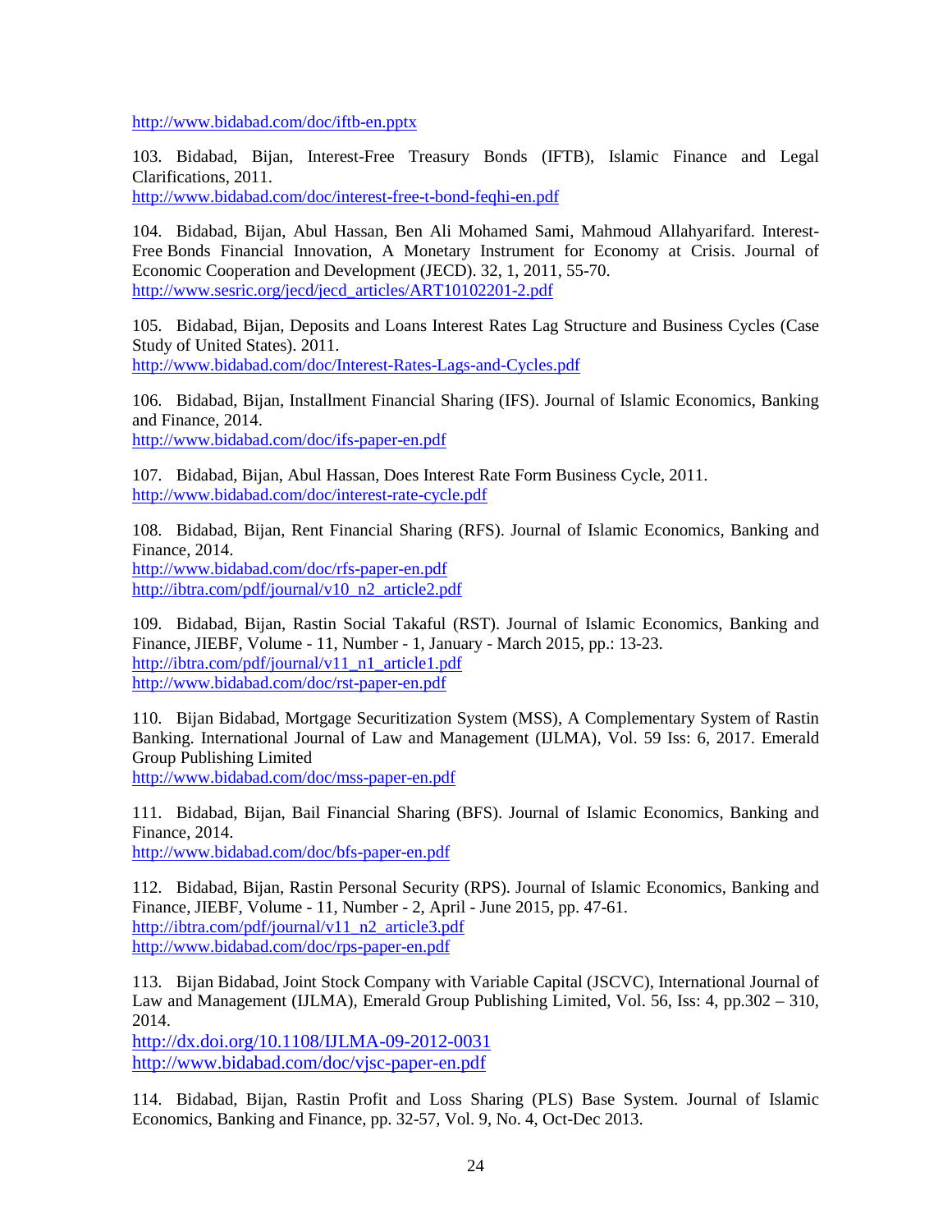http://www.bidabad.com/doc/iftb-en.pptx

103. Bidabad, Bijan, Interest-Free Treasury Bonds (IFTB), Islamic Finance and Legal Clarifications, 2011.
http://www.bidabad.com/doc/interest-free-t-bond-feqhi-en.pdf

104. Bidabad, Bijan, Abul Hassan, Ben Ali Mohamed Sami, Mahmoud Allahyarifard. Interest-Free Bonds Financial Innovation, A Monetary Instrument for Economy at Crisis. Journal of Economic Cooperation and Development (JECD). 32, 1, 2011, 55-70.
http://www.sesric.org/jecd/jecd_articles/ART10102201-2.pdf

105. Bidabad, Bijan, Deposits and Loans Interest Rates Lag Structure and Business Cycles (Case Study of United States). 2011.
http://www.bidabad.com/doc/Interest-Rates-Lags-and-Cycles.pdf

106. Bidabad, Bijan, Installment Financial Sharing (IFS). Journal of Islamic Economics, Banking and Finance, 2014.
http://www.bidabad.com/doc/ifs-paper-en.pdf

107. Bidabad, Bijan, Abul Hassan, Does Interest Rate Form Business Cycle, 2011.
http://www.bidabad.com/doc/interest-rate-cycle.pdf

108. Bidabad, Bijan, Rent Financial Sharing (RFS). Journal of Islamic Economics, Banking and Finance, 2014.
http://www.bidabad.com/doc/rfs-paper-en.pdf
http://ibtra.com/pdf/journal/v10_n2_article2.pdf

109. Bidabad, Bijan, Rastin Social Takaful (RST). Journal of Islamic Economics, Banking and Finance, JIEBF, Volume - 11, Number - 1, January - March 2015, pp.: 13-23.
http://ibtra.com/pdf/journal/v11_n1_article1.pdf
http://www.bidabad.com/doc/rst-paper-en.pdf

110. Bijan Bidabad, Mortgage Securitization System (MSS), A Complementary System of Rastin Banking. International Journal of Law and Management (IJLMA), Vol. 59 Iss: 6, 2017. Emerald Group Publishing Limited
http://www.bidabad.com/doc/mss-paper-en.pdf

111. Bidabad, Bijan, Bail Financial Sharing (BFS). Journal of Islamic Economics, Banking and Finance, 2014.
http://www.bidabad.com/doc/bfs-paper-en.pdf

112. Bidabad, Bijan, Rastin Personal Security (RPS). Journal of Islamic Economics, Banking and Finance, JIEBF, Volume - 11, Number - 2, April - June 2015, pp. 47-61.
http://ibtra.com/pdf/journal/v11_n2_article3.pdf
http://www.bidabad.com/doc/rps-paper-en.pdf

113. Bijan Bidabad, Joint Stock Company with Variable Capital (JSCVC), International Journal of Law and Management (IJLMA), Emerald Group Publishing Limited, Vol. 56, Iss: 4, pp.302 – 310, 2014.
http://dx.doi.org/10.1108/IJLMA-09-2012-0031
http://www.bidabad.com/doc/vjsc-paper-en.pdf

114. Bidabad, Bijan, Rastin Profit and Loss Sharing (PLS) Base System. Journal of Islamic Economics, Banking and Finance, pp. 32-57, Vol. 9, No. 4, Oct-Dec 2013.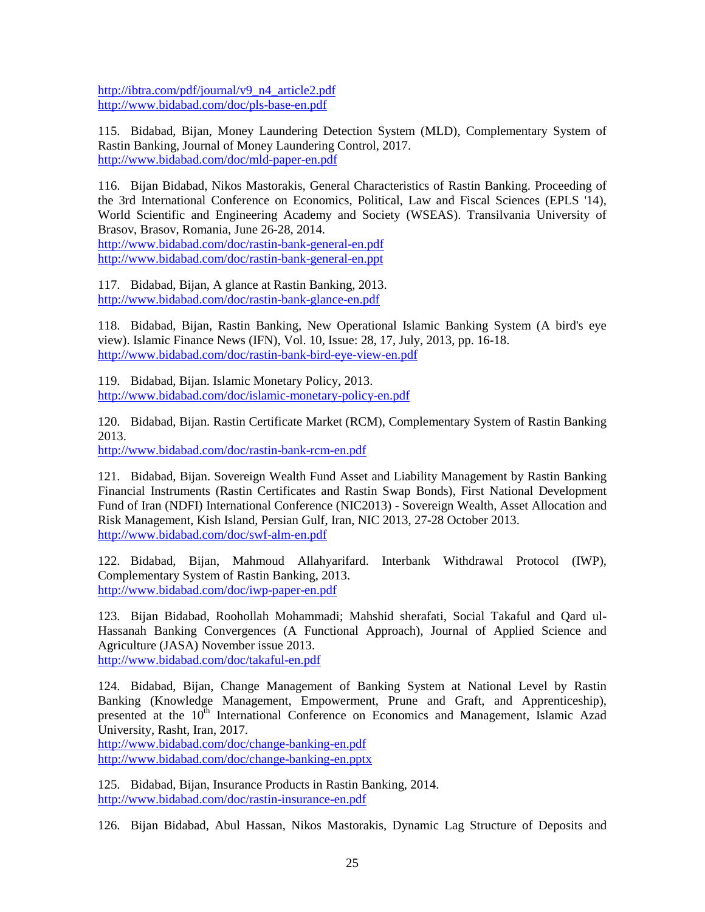http://ibtra.com/pdf/journal/v9_n4_article2.pdf
http://www.bidabad.com/doc/pls-base-en.pdf

115. Bidabad, Bijan, Money Laundering Detection System (MLD), Complementary System of Rastin Banking, Journal of Money Laundering Control, 2017.
http://www.bidabad.com/doc/mld-paper-en.pdf

116. Bijan Bidabad, Nikos Mastorakis, General Characteristics of Rastin Banking. Proceeding of the 3rd International Conference on Economics, Political, Law and Fiscal Sciences (EPLS '14), World Scientific and Engineering Academy and Society (WSEAS). Transilvania University of Brasov, Brasov, Romania, June 26-28, 2014.
http://www.bidabad.com/doc/rastin-bank-general-en.pdf
http://www.bidabad.com/doc/rastin-bank-general-en.ppt

117. Bidabad, Bijan, A glance at Rastin Banking, 2013.
http://www.bidabad.com/doc/rastin-bank-glance-en.pdf

118. Bidabad, Bijan, Rastin Banking, New Operational Islamic Banking System (A bird's eye view). Islamic Finance News (IFN), Vol. 10, Issue: 28, 17, July, 2013, pp. 16-18.
http://www.bidabad.com/doc/rastin-bank-bird-eye-view-en.pdf

119. Bidabad, Bijan. Islamic Monetary Policy, 2013.
http://www.bidabad.com/doc/islamic-monetary-policy-en.pdf

120. Bidabad, Bijan. Rastin Certificate Market (RCM), Complementary System of Rastin Banking 2013.
http://www.bidabad.com/doc/rastin-bank-rcm-en.pdf

121. Bidabad, Bijan. Sovereign Wealth Fund Asset and Liability Management by Rastin Banking Financial Instruments (Rastin Certificates and Rastin Swap Bonds), First National Development Fund of Iran (NDFI) International Conference (NIC2013) - Sovereign Wealth, Asset Allocation and Risk Management, Kish Island, Persian Gulf, Iran, NIC 2013, 27-28 October 2013.
http://www.bidabad.com/doc/swf-alm-en.pdf

122. Bidabad, Bijan, Mahmoud Allahyarifard. Interbank Withdrawal Protocol (IWP), Complementary System of Rastin Banking, 2013.
http://www.bidabad.com/doc/iwp-paper-en.pdf

123. Bijan Bidabad, Roohollah Mohammadi; Mahshid sherafati, Social Takaful and Qard ul-Hassanah Banking Convergences (A Functional Approach), Journal of Applied Science and Agriculture (JASA) November issue 2013.
http://www.bidabad.com/doc/takaful-en.pdf

124. Bidabad, Bijan, Change Management of Banking System at National Level by Rastin Banking (Knowledge Management, Empowerment, Prune and Graft, and Apprenticeship), presented at the 10th International Conference on Economics and Management, Islamic Azad University, Rasht, Iran, 2017.
http://www.bidabad.com/doc/change-banking-en.pdf
http://www.bidabad.com/doc/change-banking-en.pptx

125. Bidabad, Bijan, Insurance Products in Rastin Banking, 2014.
http://www.bidabad.com/doc/rastin-insurance-en.pdf

126. Bijan Bidabad, Abul Hassan, Nikos Mastorakis, Dynamic Lag Structure of Deposits and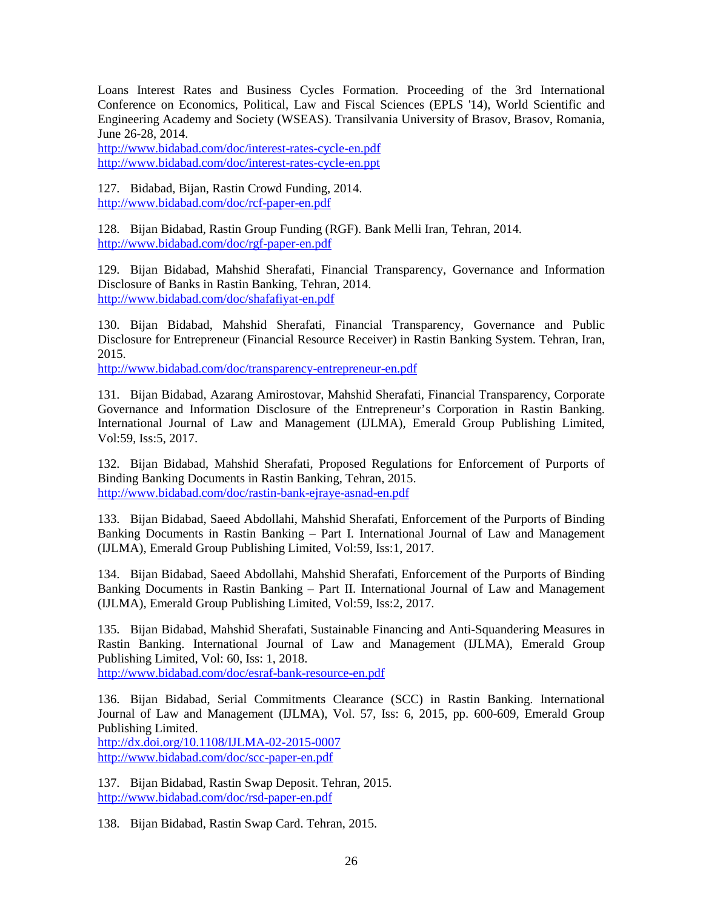Loans Interest Rates and Business Cycles Formation. Proceeding of the 3rd International Conference on Economics, Political, Law and Fiscal Sciences (EPLS '14), World Scientific and Engineering Academy and Society (WSEAS). Transilvania University of Brasov, Brasov, Romania, June 26-28, 2014.
http://www.bidabad.com/doc/interest-rates-cycle-en.pdf
http://www.bidabad.com/doc/interest-rates-cycle-en.ppt

127. Bidabad, Bijan, Rastin Crowd Funding, 2014.
http://www.bidabad.com/doc/rcf-paper-en.pdf

128. Bijan Bidabad, Rastin Group Funding (RGF). Bank Melli Iran, Tehran, 2014.
http://www.bidabad.com/doc/rgf-paper-en.pdf

129. Bijan Bidabad, Mahshid Sherafati, Financial Transparency, Governance and Information Disclosure of Banks in Rastin Banking, Tehran, 2014.
http://www.bidabad.com/doc/shafafiyat-en.pdf

130. Bijan Bidabad, Mahshid Sherafati, Financial Transparency, Governance and Public Disclosure for Entrepreneur (Financial Resource Receiver) in Rastin Banking System. Tehran, Iran, 2015.
http://www.bidabad.com/doc/transparency-entrepreneur-en.pdf

131. Bijan Bidabad, Azarang Amirostovar, Mahshid Sherafati, Financial Transparency, Corporate Governance and Information Disclosure of the Entrepreneur's Corporation in Rastin Banking. International Journal of Law and Management (IJLMA), Emerald Group Publishing Limited, Vol:59, Iss:5, 2017.

132. Bijan Bidabad, Mahshid Sherafati, Proposed Regulations for Enforcement of Purports of Binding Banking Documents in Rastin Banking, Tehran, 2015.
http://www.bidabad.com/doc/rastin-bank-ejraye-asnad-en.pdf

133. Bijan Bidabad, Saeed Abdollahi, Mahshid Sherafati, Enforcement of the Purports of Binding Banking Documents in Rastin Banking – Part I. International Journal of Law and Management (IJLMA), Emerald Group Publishing Limited, Vol:59, Iss:1, 2017.

134. Bijan Bidabad, Saeed Abdollahi, Mahshid Sherafati, Enforcement of the Purports of Binding Banking Documents in Rastin Banking – Part II. International Journal of Law and Management (IJLMA), Emerald Group Publishing Limited, Vol:59, Iss:2, 2017.

135. Bijan Bidabad, Mahshid Sherafati, Sustainable Financing and Anti-Squandering Measures in Rastin Banking. International Journal of Law and Management (IJLMA), Emerald Group Publishing Limited, Vol: 60, Iss: 1, 2018.
http://www.bidabad.com/doc/esraf-bank-resource-en.pdf

136. Bijan Bidabad, Serial Commitments Clearance (SCC) in Rastin Banking. International Journal of Law and Management (IJLMA), Vol. 57, Iss: 6, 2015, pp. 600-609, Emerald Group Publishing Limited.
http://dx.doi.org/10.1108/IJLMA-02-2015-0007
http://www.bidabad.com/doc/scc-paper-en.pdf

137. Bijan Bidabad, Rastin Swap Deposit. Tehran, 2015.
http://www.bidabad.com/doc/rsd-paper-en.pdf

138. Bijan Bidabad, Rastin Swap Card. Tehran, 2015.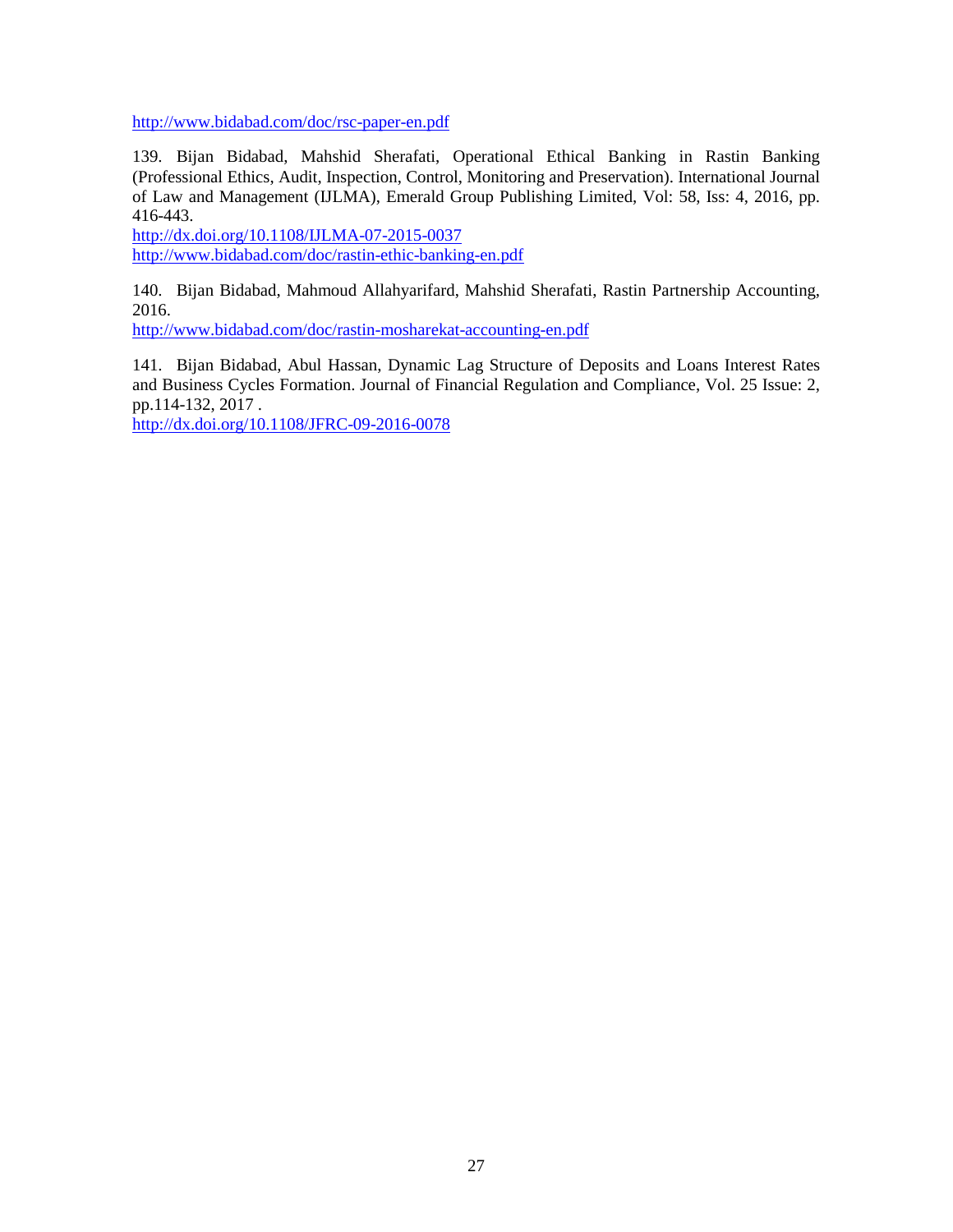http://www.bidabad.com/doc/rsc-paper-en.pdf

139. Bijan Bidabad, Mahshid Sherafati, Operational Ethical Banking in Rastin Banking (Professional Ethics, Audit, Inspection, Control, Monitoring and Preservation). International Journal of Law and Management (IJLMA), Emerald Group Publishing Limited, Vol: 58, Iss: 4, 2016, pp. 416-443.
http://dx.doi.org/10.1108/IJLMA-07-2015-0037
http://www.bidabad.com/doc/rastin-ethic-banking-en.pdf

140. Bijan Bidabad, Mahmoud Allahyarifard, Mahshid Sherafati, Rastin Partnership Accounting, 2016.
http://www.bidabad.com/doc/rastin-mosharekat-accounting-en.pdf

141. Bijan Bidabad, Abul Hassan, Dynamic Lag Structure of Deposits and Loans Interest Rates and Business Cycles Formation. Journal of Financial Regulation and Compliance, Vol. 25 Issue: 2, pp.114-132, 2017 .
http://dx.doi.org/10.1108/JFRC-09-2016-0078